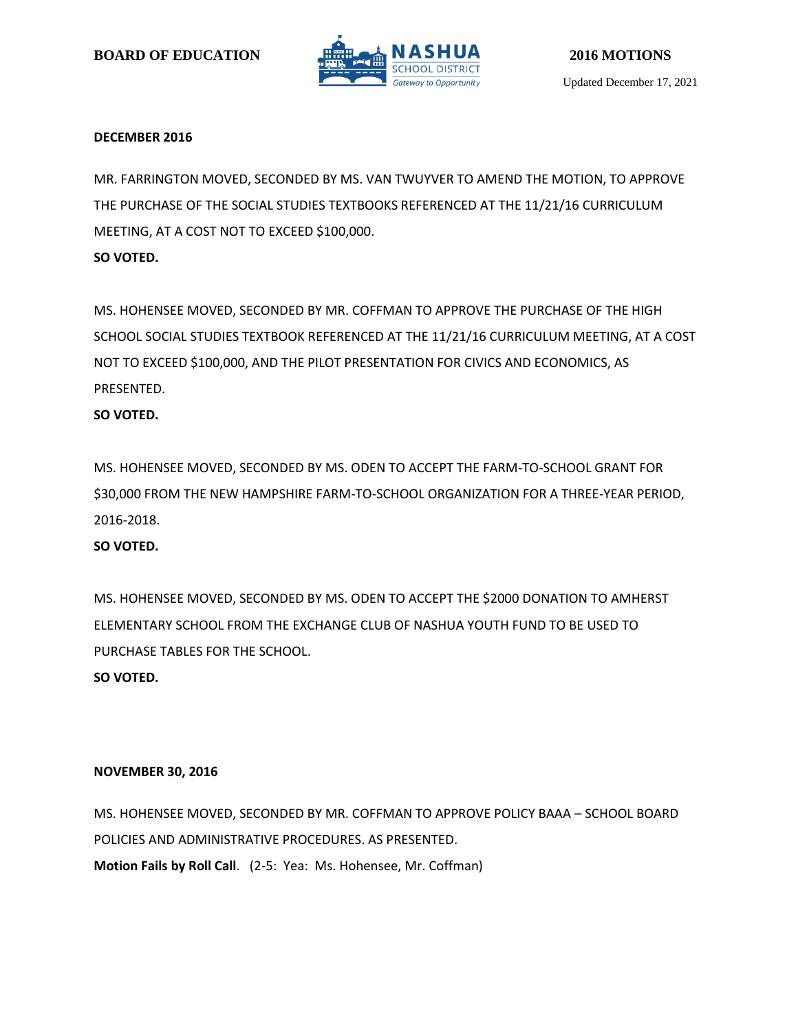BOARD OF EDUCATION

# 2016 MOTIONS

Updated December 17, 2021

**DECEMBER 2016**

MR. FARRINGTON MOVED, SECONDED BY MS. VAN TWUYVER TO AMEND THE MOTION, TO APPROVE THE PURCHASE OF THE SOCIAL STUDIES TEXTBOOKS REFERENCED AT THE 11/21/16 CURRICULUM MEETING, AT A COST NOT TO EXCEED $100,000.

**SO VOTED.**

MS. HOHENSEE MOVED, SECONDED BY MR. COFFMAN TO APPROVE THE PURCHASE OF THE HIGH SCHOOL SOCIAL STUDIES TEXTBOOK REFERENCED AT THE 11/21/16 CURRICULUM MEETING, AT A COST NOT TO EXCEED $100,000, AND THE PILOT PRESENTATION FOR CIVICS AND ECONOMICS, AS PRESENTED.

**SO VOTED.**

MS. HOHENSEE MOVED, SECONDED BY MS. ODEN TO ACCEPT THE FARM-TO-SCHOOL GRANT FOR $30,000 FROM THE NEW HAMPSHIRE FARM-TO-SCHOOL ORGANIZATION FOR A THREE-YEAR PERIOD, 2016-2018.

**SO VOTED.**

MS. HOHENSEE MOVED, SECONDED BY MS. ODEN TO ACCEPT THE $2000 DONATION TO AMHERST ELEMENTARY SCHOOL FROM THE EXCHANGE CLUB OF NASHUA YOUTH FUND TO BE USED TO PURCHASE TABLES FOR THE SCHOOL.

**SO VOTED.**

**NOVEMBER 30, 2016**

MS. HOHENSEE MOVED, SECONDED BY MR. COFFMAN TO APPROVE POLICY BAAA – SCHOOL BOARD POLICIES AND ADMINISTRATIVE PROCEDURES. AS PRESENTED.

**Motion Fails by Roll Call**. (2-5: Yea: Ms. Hohensee, Mr. Coffman)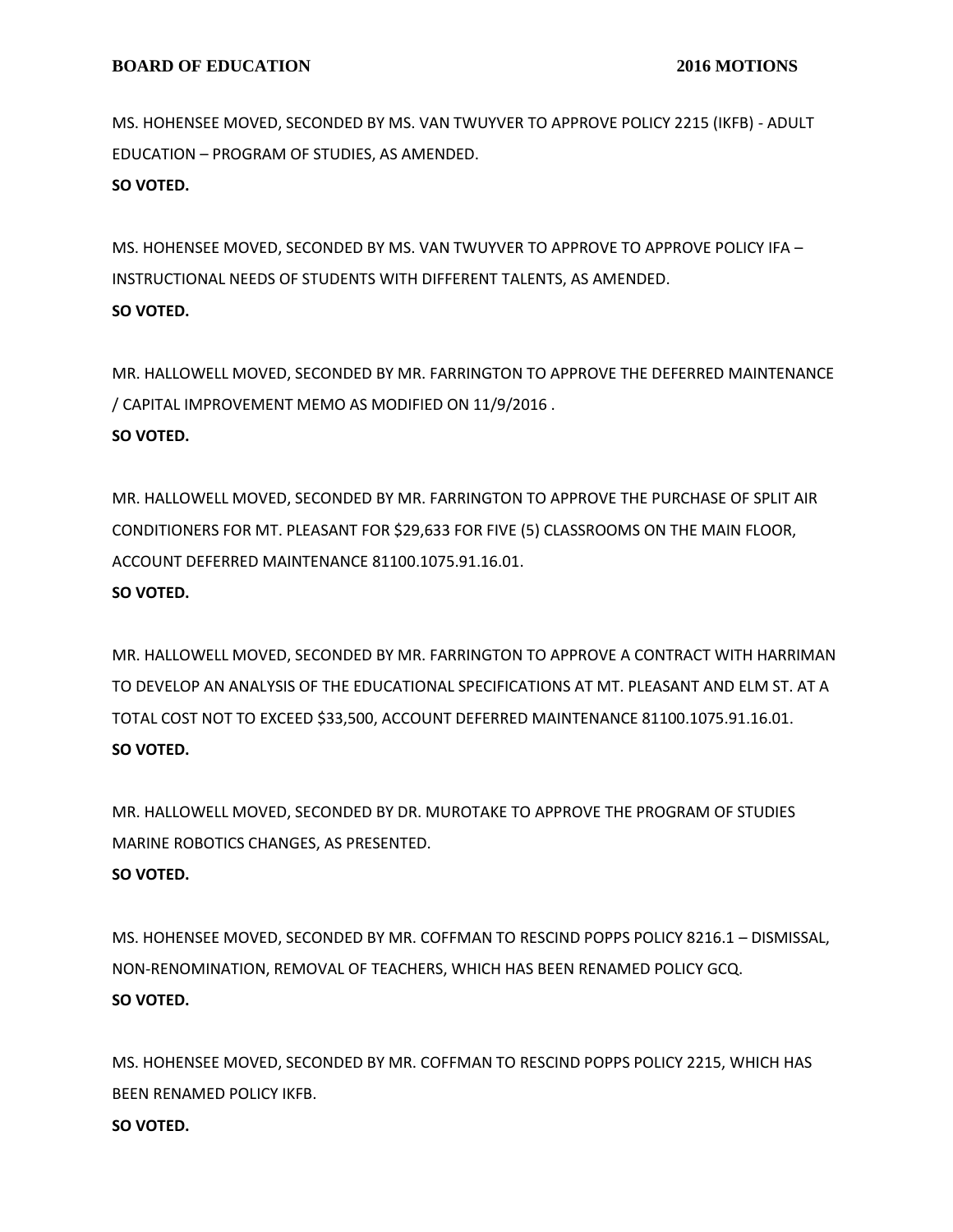MS. HOHENSEE MOVED, SECONDED BY MS. VAN TWUYVER TO APPROVE POLICY 2215 (IKFB) - ADULT EDUCATION – PROGRAM OF STUDIES, AS AMENDED.
**SO VOTED.**

MS. HOHENSEE MOVED, SECONDED BY MS. VAN TWUYVER TO APPROVE TO APPROVE POLICY IFA – INSTRUCTIONAL NEEDS OF STUDENTS WITH DIFFERENT TALENTS, AS AMENDED.
**SO VOTED.**

MR. HALLOWELL MOVED, SECONDED BY MR. FARRINGTON TO APPROVE THE DEFERRED MAINTENANCE / CAPITAL IMPROVEMENT MEMO AS MODIFIED ON 11/9/2016 .
**SO VOTED.**

MR. HALLOWELL MOVED, SECONDED BY MR. FARRINGTON TO APPROVE THE PURCHASE OF SPLIT AIR CONDITIONERS FOR MT. PLEASANT FOR $29,633 FOR FIVE (5) CLASSROOMS ON THE MAIN FLOOR, ACCOUNT DEFERRED MAINTENANCE 81100.1075.91.16.01.
**SO VOTED.**

MR. HALLOWELL MOVED, SECONDED BY MR. FARRINGTON TO APPROVE A CONTRACT WITH HARRIMAN TO DEVELOP AN ANALYSIS OF THE EDUCATIONAL SPECIFICATIONS AT MT. PLEASANT AND ELM ST. AT A TOTAL COST NOT TO EXCEED $33,500, ACCOUNT DEFERRED MAINTENANCE 81100.1075.91.16.01.
**SO VOTED.**

MR. HALLOWELL MOVED, SECONDED BY DR. MUROTAKE TO APPROVE THE PROGRAM OF STUDIES MARINE ROBOTICS CHANGES, AS PRESENTED.
**SO VOTED.**

MS. HOHENSEE MOVED, SECONDED BY MR. COFFMAN TO RESCIND POPPS POLICY 8216.1 – DISMISSAL, NON-RENOMINATION, REMOVAL OF TEACHERS, WHICH HAS BEEN RENAMED POLICY GCQ.
**SO VOTED.**

MS. HOHENSEE MOVED, SECONDED BY MR. COFFMAN TO RESCIND POPPS POLICY 2215, WHICH HAS BEEN RENAMED POLICY IKFB.
**SO VOTED.**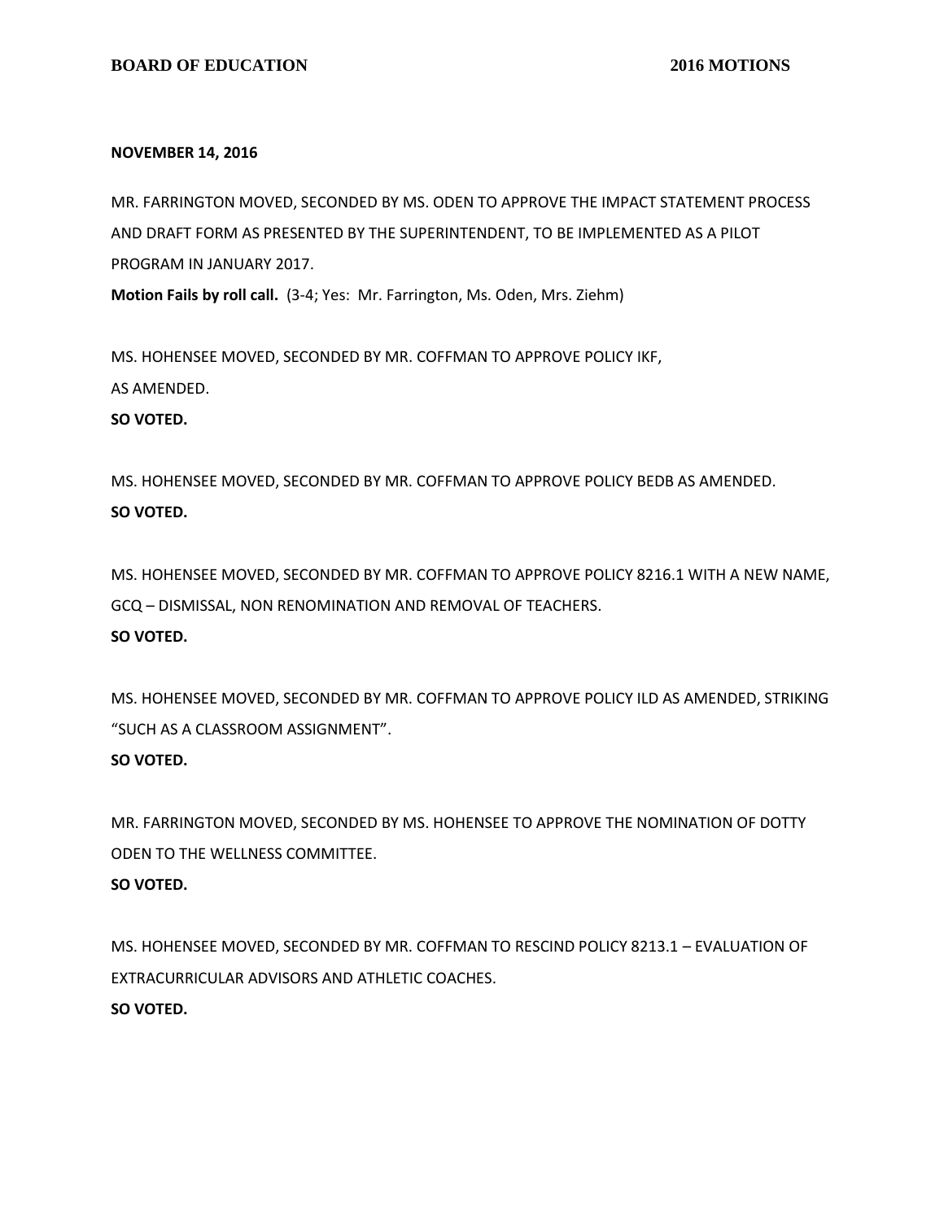**NOVEMBER 14, 2016**

MR. FARRINGTON MOVED, SECONDED BY MS. ODEN TO APPROVE THE IMPACT STATEMENT PROCESS AND DRAFT FORM AS PRESENTED BY THE SUPERINTENDENT, TO BE IMPLEMENTED AS A PILOT PROGRAM IN JANUARY 2017.

**Motion Fails by roll call.** (3-4; Yes: Mr. Farrington, Ms. Oden, Mrs. Ziehm)

MS. HOHENSEE MOVED, SECONDED BY MR. COFFMAN TO APPROVE POLICY IKF, AS AMENDED.

**SO VOTED.**

MS. HOHENSEE MOVED, SECONDED BY MR. COFFMAN TO APPROVE POLICY BEDB AS AMENDED.

**SO VOTED.**

MS. HOHENSEE MOVED, SECONDED BY MR. COFFMAN TO APPROVE POLICY 8216.1 WITH A NEW NAME, GCQ – DISMISSAL, NON RENOMINATION AND REMOVAL OF TEACHERS.

**SO VOTED.**

MS. HOHENSEE MOVED, SECONDED BY MR. COFFMAN TO APPROVE POLICY ILD AS AMENDED, STRIKING "SUCH AS A CLASSROOM ASSIGNMENT".

**SO VOTED.**

MR. FARRINGTON MOVED, SECONDED BY MS. HOHENSEE TO APPROVE THE NOMINATION OF DOTTY ODEN TO THE WELLNESS COMMITTEE.

**SO VOTED.**

MS. HOHENSEE MOVED, SECONDED BY MR. COFFMAN TO RESCIND POLICY 8213.1 – EVALUATION OF EXTRACURRICULAR ADVISORS AND ATHLETIC COACHES.

**SO VOTED.**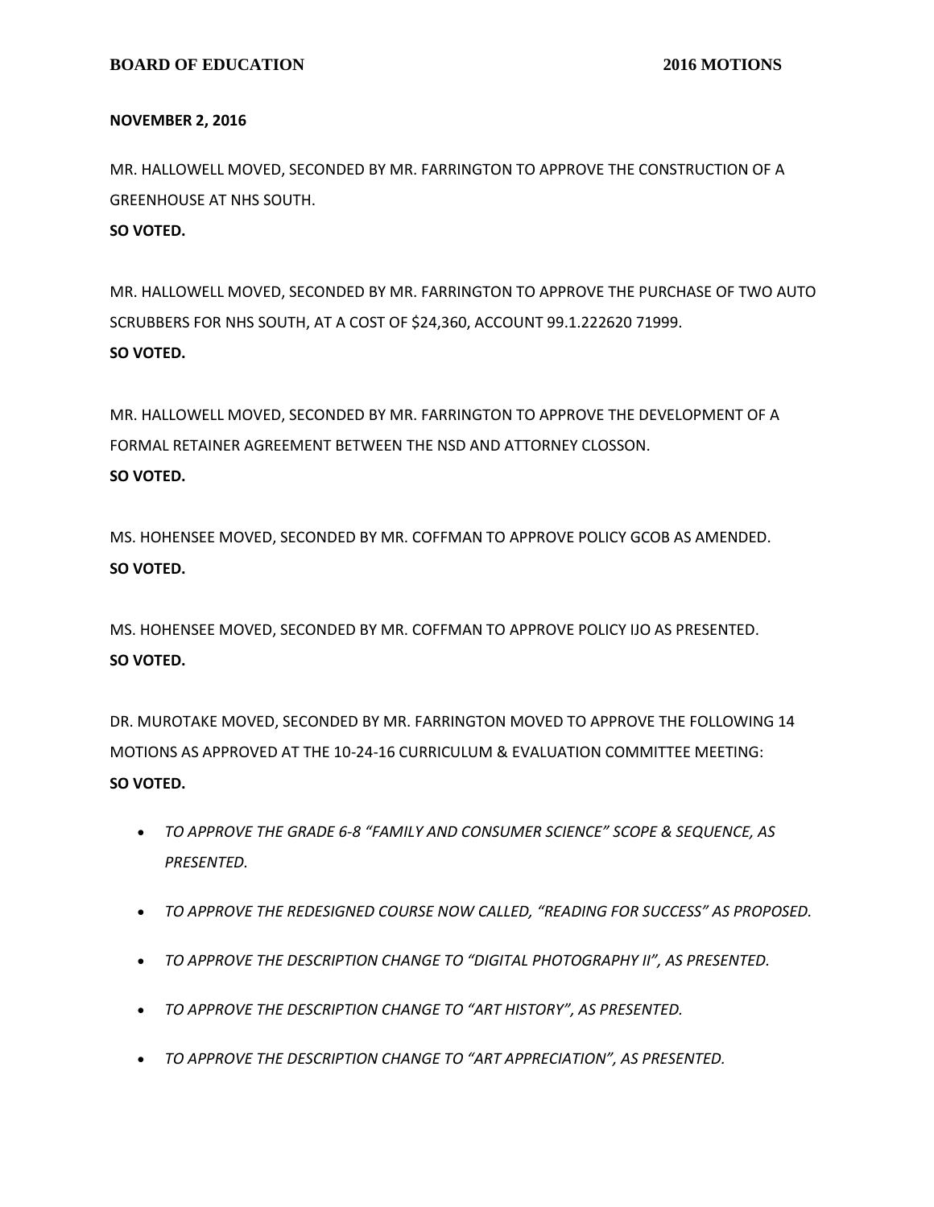**NOVEMBER 2, 2016**

MR. HALLOWELL MOVED, SECONDED BY MR. FARRINGTON TO APPROVE THE CONSTRUCTION OF A GREENHOUSE AT NHS SOUTH.
**SO VOTED.**

MR. HALLOWELL MOVED, SECONDED BY MR. FARRINGTON TO APPROVE THE PURCHASE OF TWO AUTO SCRUBBERS FOR NHS SOUTH, AT A COST OF $24,360, ACCOUNT 99.1.222620 71999.
**SO VOTED.**

MR. HALLOWELL MOVED, SECONDED BY MR. FARRINGTON TO APPROVE THE DEVELOPMENT OF A FORMAL RETAINER AGREEMENT BETWEEN THE NSD AND ATTORNEY CLOSSON.
**SO VOTED.**

MS. HOHENSEE MOVED, SECONDED BY MR. COFFMAN TO APPROVE POLICY GCOB AS AMENDED.
**SO VOTED.**

MS. HOHENSEE MOVED, SECONDED BY MR. COFFMAN TO APPROVE POLICY IJO AS PRESENTED.
**SO VOTED.**

DR. MUROTAKE MOVED, SECONDED BY MR. FARRINGTON MOVED TO APPROVE THE FOLLOWING 14 MOTIONS AS APPROVED AT THE 10-24-16 CURRICULUM & EVALUATION COMMITTEE MEETING:
**SO VOTED.**

- *TO APPROVE THE GRADE 6-8 "FAMILY AND CONSUMER SCIENCE" SCOPE & SEQUENCE, AS PRESENTED.*
- *TO APPROVE THE REDESIGNED COURSE NOW CALLED, "READING FOR SUCCESS" AS PROPOSED.*
- *TO APPROVE THE DESCRIPTION CHANGE TO "DIGITAL PHOTOGRAPHY II", AS PRESENTED.*
- *TO APPROVE THE DESCRIPTION CHANGE TO "ART HISTORY", AS PRESENTED.*
- *TO APPROVE THE DESCRIPTION CHANGE TO "ART APPRECIATION", AS PRESENTED.*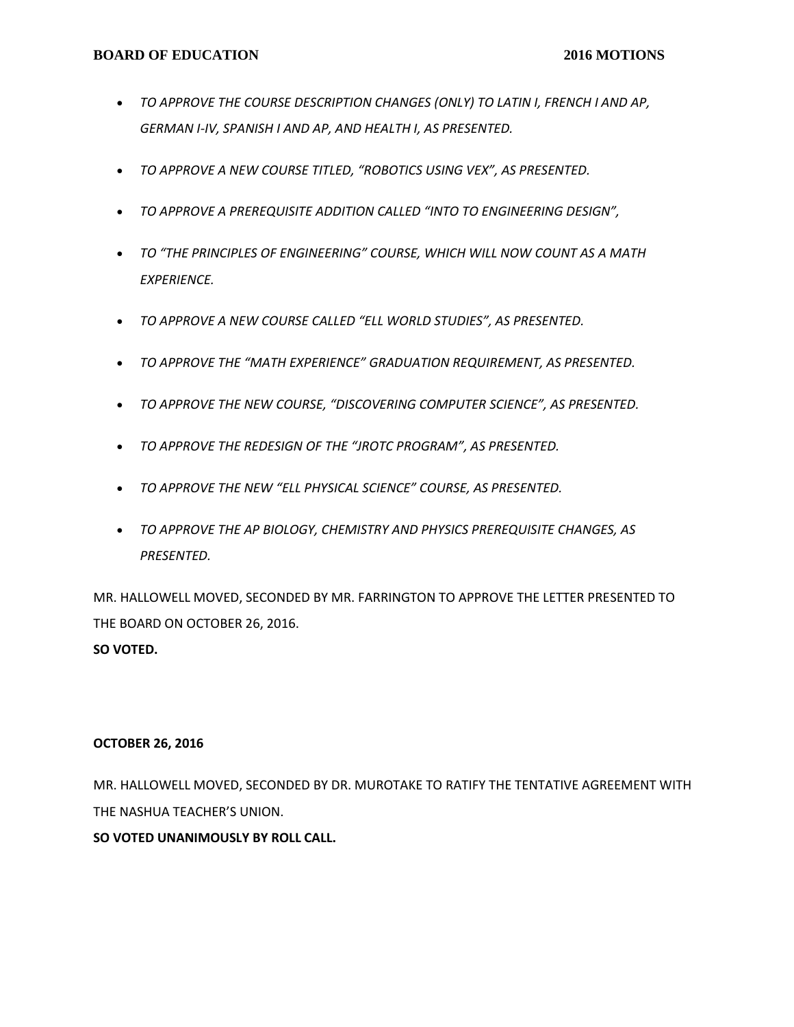- *TO APPROVE THE COURSE DESCRIPTION CHANGES (ONLY) TO LATIN I, FRENCH I AND AP, GERMAN I-IV, SPANISH I AND AP, AND HEALTH I, AS PRESENTED.*

- *TO APPROVE A NEW COURSE TITLED, "ROBOTICS USING VEX", AS PRESENTED.*

- *TO APPROVE A PREREQUISITE ADDITION CALLED "INTO TO ENGINEERING DESIGN",*

- *TO "THE PRINCIPLES OF ENGINEERING" COURSE, WHICH WILL NOW COUNT AS A MATH EXPERIENCE.*

- *TO APPROVE A NEW COURSE CALLED "ELL WORLD STUDIES", AS PRESENTED.*

- *TO APPROVE THE "MATH EXPERIENCE" GRADUATION REQUIREMENT, AS PRESENTED.*

- *TO APPROVE THE NEW COURSE, "DISCOVERING COMPUTER SCIENCE", AS PRESENTED.*

- *TO APPROVE THE REDESIGN OF THE "JROTC PROGRAM", AS PRESENTED.*

- *TO APPROVE THE NEW "ELL PHYSICAL SCIENCE" COURSE, AS PRESENTED.*

- *TO APPROVE THE AP BIOLOGY, CHEMISTRY AND PHYSICS PREREQUISITE CHANGES, AS PRESENTED.*

MR. HALLOWELL MOVED, SECONDED BY MR. FARRINGTON TO APPROVE THE LETTER PRESENTED TO THE BOARD ON OCTOBER 26, 2016.

**SO VOTED.**

**OCTOBER 26, 2016**

MR. HALLOWELL MOVED, SECONDED BY DR. MUROTAKE TO RATIFY THE TENTATIVE AGREEMENT WITH THE NASHUA TEACHER'S UNION.

**SO VOTED UNANIMOUSLY BY ROLL CALL.**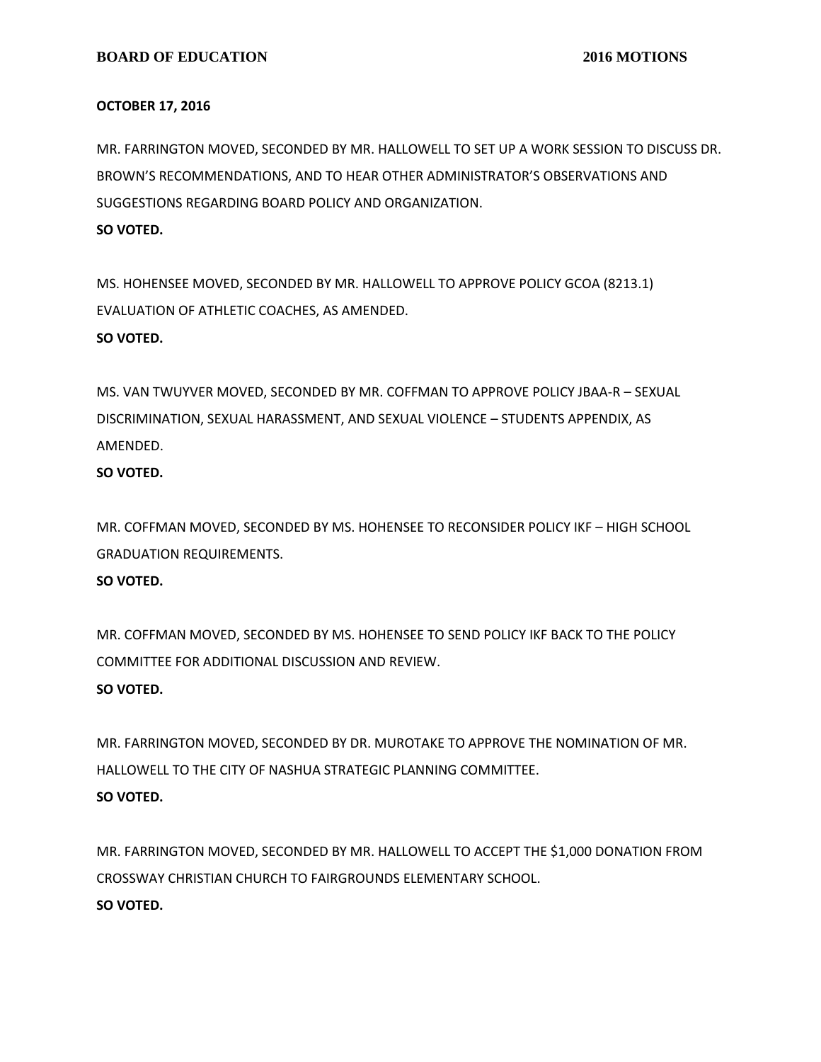**OCTOBER 17, 2016**

MR. FARRINGTON MOVED, SECONDED BY MR. HALLOWELL TO SET UP A WORK SESSION TO DISCUSS DR. BROWN'S RECOMMENDATIONS, AND TO HEAR OTHER ADMINISTRATOR'S OBSERVATIONS AND SUGGESTIONS REGARDING BOARD POLICY AND ORGANIZATION.

**SO VOTED.**

MS. HOHENSEE MOVED, SECONDED BY MR. HALLOWELL TO APPROVE POLICY GCOA (8213.1) EVALUATION OF ATHLETIC COACHES, AS AMENDED.

**SO VOTED.**

MS. VAN TWUYVER MOVED, SECONDED BY MR. COFFMAN TO APPROVE POLICY JBAA-R – SEXUAL DISCRIMINATION, SEXUAL HARASSMENT, AND SEXUAL VIOLENCE – STUDENTS APPENDIX, AS AMENDED.

**SO VOTED.**

MR. COFFMAN MOVED, SECONDED BY MS. HOHENSEE TO RECONSIDER POLICY IKF – HIGH SCHOOL GRADUATION REQUIREMENTS.

**SO VOTED.**

MR. COFFMAN MOVED, SECONDED BY MS. HOHENSEE TO SEND POLICY IKF BACK TO THE POLICY COMMITTEE FOR ADDITIONAL DISCUSSION AND REVIEW.

**SO VOTED.**

MR. FARRINGTON MOVED, SECONDED BY DR. MUROTAKE TO APPROVE THE NOMINATION OF MR. HALLOWELL TO THE CITY OF NASHUA STRATEGIC PLANNING COMMITTEE.

**SO VOTED.**

MR. FARRINGTON MOVED, SECONDED BY MR. HALLOWELL TO ACCEPT THE $1,000 DONATION FROM CROSSWAY CHRISTIAN CHURCH TO FAIRGROUNDS ELEMENTARY SCHOOL.

**SO VOTED.**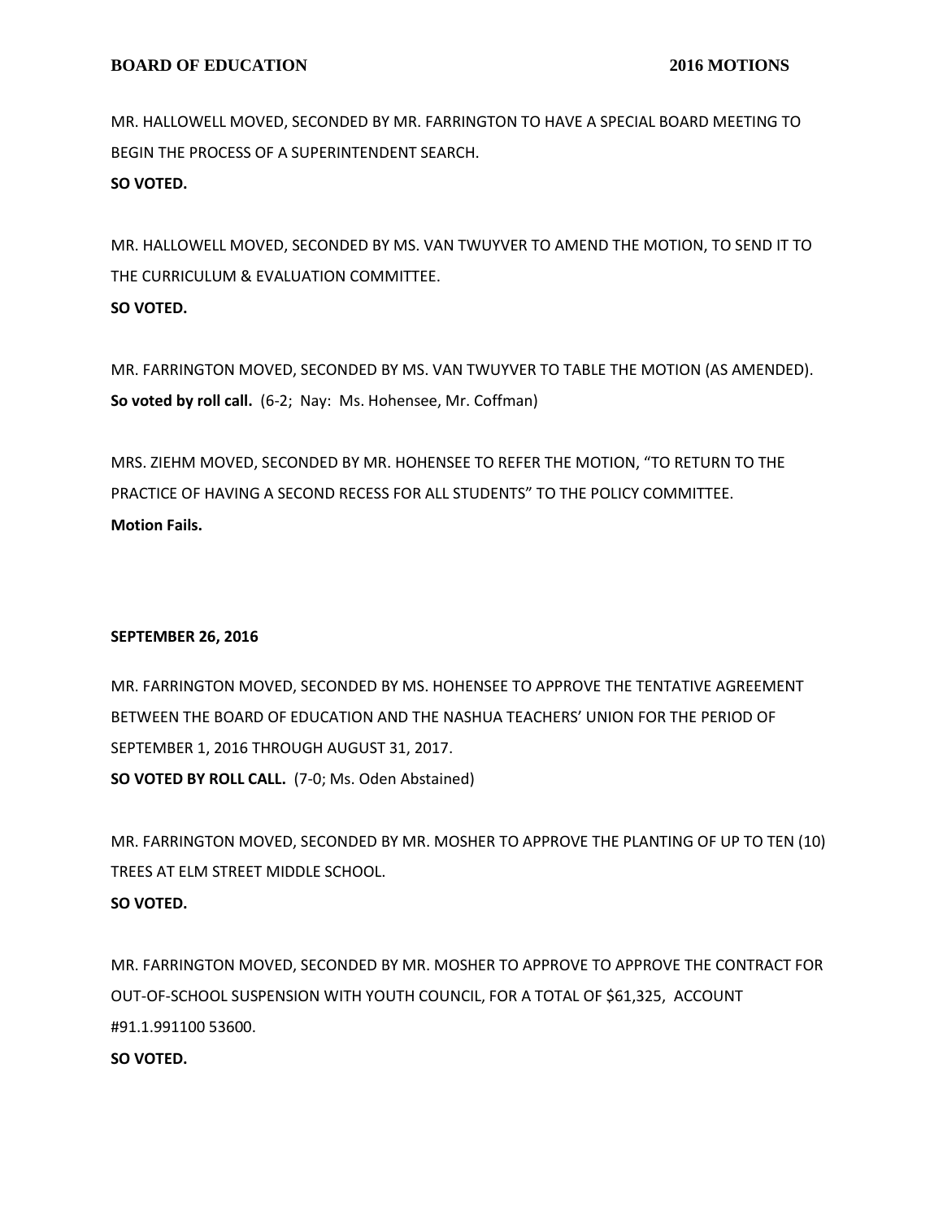MR. HALLOWELL MOVED, SECONDED BY MR. FARRINGTON TO HAVE A SPECIAL BOARD MEETING TO BEGIN THE PROCESS OF A SUPERINTENDENT SEARCH.
**SO VOTED.**

MR. HALLOWELL MOVED, SECONDED BY MS. VAN TWUYVER TO AMEND THE MOTION, TO SEND IT TO THE CURRICULUM & EVALUATION COMMITTEE.
**SO VOTED.**

MR. FARRINGTON MOVED, SECONDED BY MS. VAN TWUYVER TO TABLE THE MOTION (AS AMENDED).
**So voted by roll call.** (6-2; Nay: Ms. Hohensee, Mr. Coffman)

MRS. ZIEHM MOVED, SECONDED BY MR. HOHENSEE TO REFER THE MOTION, "TO RETURN TO THE PRACTICE OF HAVING A SECOND RECESS FOR ALL STUDENTS" TO THE POLICY COMMITTEE.
**Motion Fails.**

**SEPTEMBER 26, 2016**

MR. FARRINGTON MOVED, SECONDED BY MS. HOHENSEE TO APPROVE THE TENTATIVE AGREEMENT BETWEEN THE BOARD OF EDUCATION AND THE NASHUA TEACHERS' UNION FOR THE PERIOD OF SEPTEMBER 1, 2016 THROUGH AUGUST 31, 2017.
**SO VOTED BY ROLL CALL.** (7-0; Ms. Oden Abstained)

MR. FARRINGTON MOVED, SECONDED BY MR. MOSHER TO APPROVE THE PLANTING OF UP TO TEN (10) TREES AT ELM STREET MIDDLE SCHOOL.
**SO VOTED.**

MR. FARRINGTON MOVED, SECONDED BY MR. MOSHER TO APPROVE TO APPROVE THE CONTRACT FOR OUT-OF-SCHOOL SUSPENSION WITH YOUTH COUNCIL, FOR A TOTAL OF $61,325, ACCOUNT #91.1.991100 53600.
**SO VOTED.**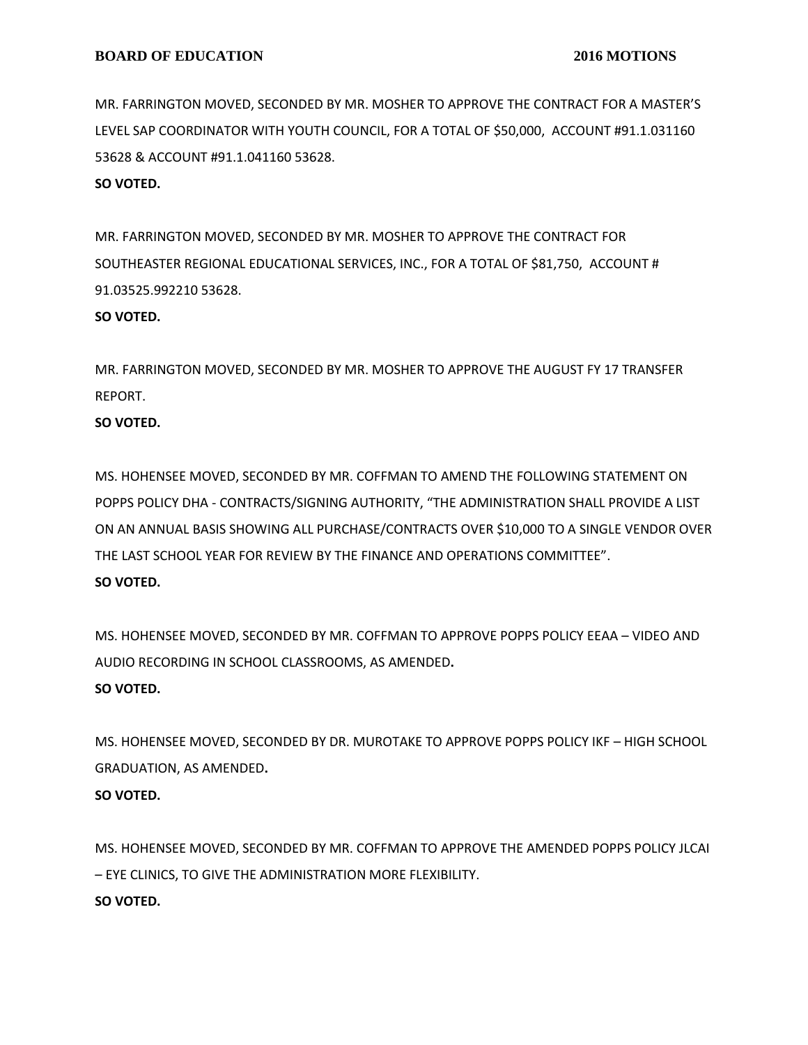MR. FARRINGTON MOVED, SECONDED BY MR. MOSHER TO APPROVE THE CONTRACT FOR A MASTER'S LEVEL SAP COORDINATOR WITH YOUTH COUNCIL, FOR A TOTAL OF $50,000, ACCOUNT #91.1.031160 53628 & ACCOUNT #91.1.041160 53628.

**SO VOTED.**

MR. FARRINGTON MOVED, SECONDED BY MR. MOSHER TO APPROVE THE CONTRACT FOR SOUTHEASTER REGIONAL EDUCATIONAL SERVICES, INC., FOR A TOTAL OF $81,750, ACCOUNT # 91.03525.992210 53628.

**SO VOTED.**

MR. FARRINGTON MOVED, SECONDED BY MR. MOSHER TO APPROVE THE AUGUST FY 17 TRANSFER REPORT.

**SO VOTED.**

MS. HOHENSEE MOVED, SECONDED BY MR. COFFMAN TO AMEND THE FOLLOWING STATEMENT ON POPPS POLICY DHA - CONTRACTS/SIGNING AUTHORITY, "THE ADMINISTRATION SHALL PROVIDE A LIST ON AN ANNUAL BASIS SHOWING ALL PURCHASE/CONTRACTS OVER $10,000 TO A SINGLE VENDOR OVER THE LAST SCHOOL YEAR FOR REVIEW BY THE FINANCE AND OPERATIONS COMMITTEE".

**SO VOTED.**

MS. HOHENSEE MOVED, SECONDED BY MR. COFFMAN TO APPROVE POPPS POLICY EEAA – VIDEO AND AUDIO RECORDING IN SCHOOL CLASSROOMS, AS AMENDED.

**SO VOTED.**

MS. HOHENSEE MOVED, SECONDED BY DR. MUROTAKE TO APPROVE POPPS POLICY IKF – HIGH SCHOOL GRADUATION, AS AMENDED.

**SO VOTED.**

MS. HOHENSEE MOVED, SECONDED BY MR. COFFMAN TO APPROVE THE AMENDED POPPS POLICY JLCAI – EYE CLINICS, TO GIVE THE ADMINISTRATION MORE FLEXIBILITY.

**SO VOTED.**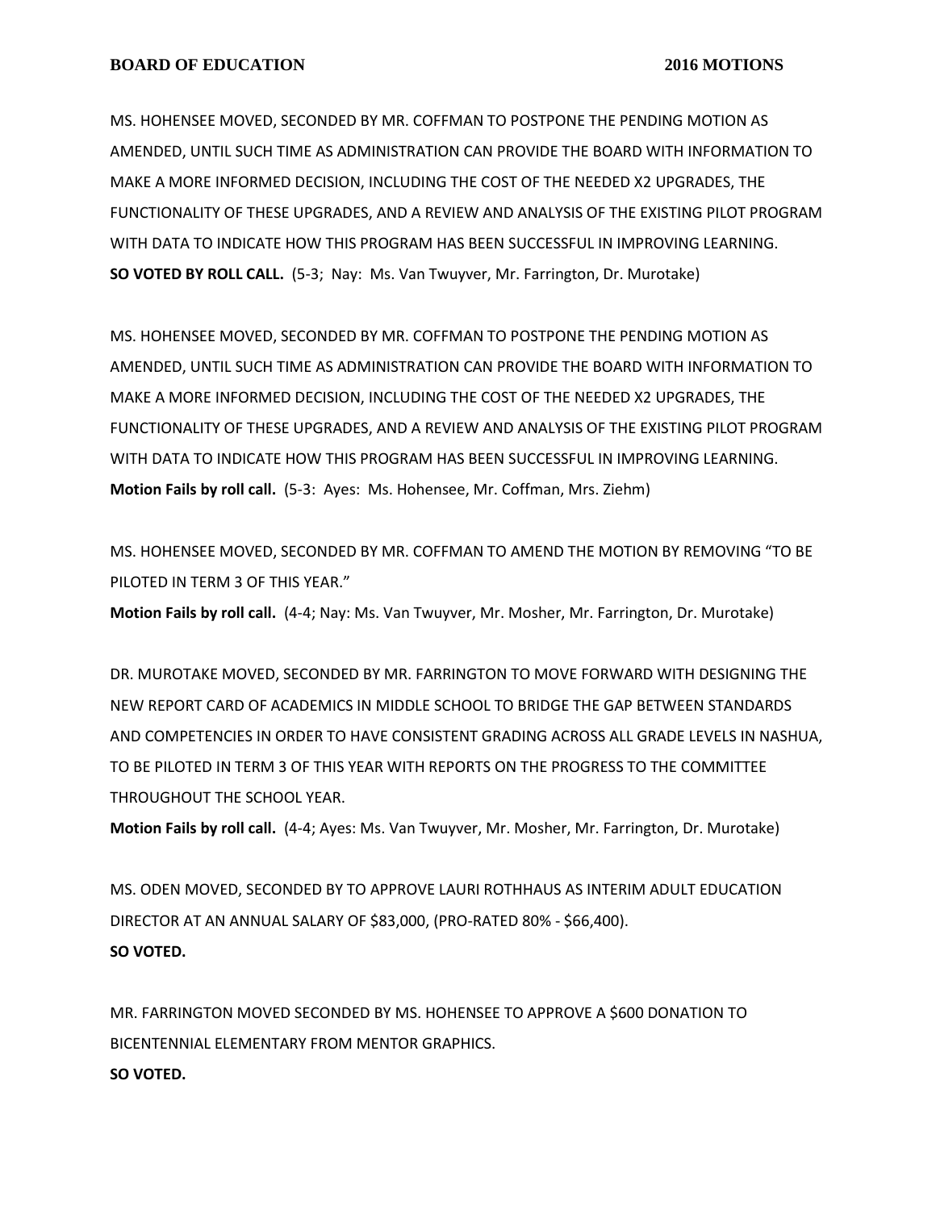MS. HOHENSEE MOVED, SECONDED BY MR. COFFMAN TO POSTPONE THE PENDING MOTION AS AMENDED, UNTIL SUCH TIME AS ADMINISTRATION CAN PROVIDE THE BOARD WITH INFORMATION TO MAKE A MORE INFORMED DECISION, INCLUDING THE COST OF THE NEEDED X2 UPGRADES, THE FUNCTIONALITY OF THESE UPGRADES, AND A REVIEW AND ANALYSIS OF THE EXISTING PILOT PROGRAM WITH DATA TO INDICATE HOW THIS PROGRAM HAS BEEN SUCCESSFUL IN IMPROVING LEARNING.
**SO VOTED BY ROLL CALL.** (5-3; Nay: Ms. Van Twuyver, Mr. Farrington, Dr. Murotake)

MS. HOHENSEE MOVED, SECONDED BY MR. COFFMAN TO POSTPONE THE PENDING MOTION AS AMENDED, UNTIL SUCH TIME AS ADMINISTRATION CAN PROVIDE THE BOARD WITH INFORMATION TO MAKE A MORE INFORMED DECISION, INCLUDING THE COST OF THE NEEDED X2 UPGRADES, THE FUNCTIONALITY OF THESE UPGRADES, AND A REVIEW AND ANALYSIS OF THE EXISTING PILOT PROGRAM WITH DATA TO INDICATE HOW THIS PROGRAM HAS BEEN SUCCESSFUL IN IMPROVING LEARNING.
**Motion Fails by roll call.** (5-3: Ayes: Ms. Hohensee, Mr. Coffman, Mrs. Ziehm)

MS. HOHENSEE MOVED, SECONDED BY MR. COFFMAN TO AMEND THE MOTION BY REMOVING "TO BE PILOTED IN TERM 3 OF THIS YEAR."
**Motion Fails by roll call.** (4-4; Nay: Ms. Van Twuyver, Mr. Mosher, Mr. Farrington, Dr. Murotake)

DR. MUROTAKE MOVED, SECONDED BY MR. FARRINGTON TO MOVE FORWARD WITH DESIGNING THE NEW REPORT CARD OF ACADEMICS IN MIDDLE SCHOOL TO BRIDGE THE GAP BETWEEN STANDARDS AND COMPETENCIES IN ORDER TO HAVE CONSISTENT GRADING ACROSS ALL GRADE LEVELS IN NASHUA, TO BE PILOTED IN TERM 3 OF THIS YEAR WITH REPORTS ON THE PROGRESS TO THE COMMITTEE THROUGHOUT THE SCHOOL YEAR.
**Motion Fails by roll call.** (4-4; Ayes: Ms. Van Twuyver, Mr. Mosher, Mr. Farrington, Dr. Murotake)

MS. ODEN MOVED, SECONDED BY TO APPROVE LAURI ROTHHAUS AS INTERIM ADULT EDUCATION DIRECTOR AT AN ANNUAL SALARY OF $83,000, (PRO-RATED 80% - $66,400).
**SO VOTED.**

MR. FARRINGTON MOVED SECONDED BY MS. HOHENSEE TO APPROVE A $600 DONATION TO BICENTENNIAL ELEMENTARY FROM MENTOR GRAPHICS.
**SO VOTED.**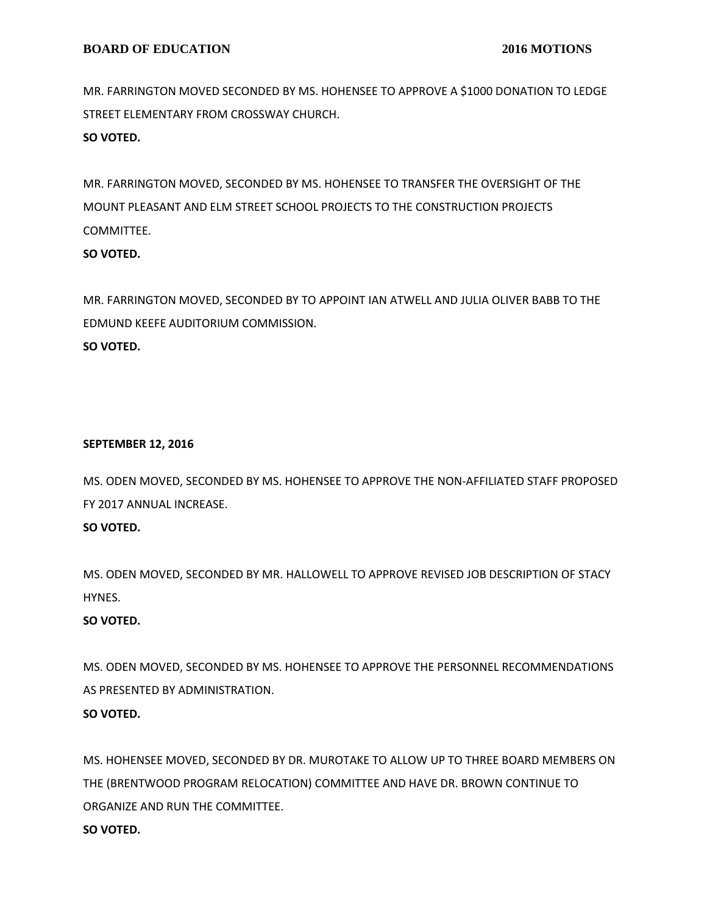MR. FARRINGTON MOVED SECONDED BY MS. HOHENSEE TO APPROVE A $1000 DONATION TO LEDGE STREET ELEMENTARY FROM CROSSWAY CHURCH.

**SO VOTED.**

MR. FARRINGTON MOVED, SECONDED BY MS. HOHENSEE TO TRANSFER THE OVERSIGHT OF THE MOUNT PLEASANT AND ELM STREET SCHOOL PROJECTS TO THE CONSTRUCTION PROJECTS COMMITTEE.

**SO VOTED.**

MR. FARRINGTON MOVED, SECONDED BY TO APPOINT IAN ATWELL AND JULIA OLIVER BABB TO THE EDMUND KEEFE AUDITORIUM COMMISSION.

**SO VOTED.**

**SEPTEMBER 12, 2016**

MS. ODEN MOVED, SECONDED BY MS. HOHENSEE TO APPROVE THE NON-AFFILIATED STAFF PROPOSED FY 2017 ANNUAL INCREASE.

**SO VOTED.**

MS. ODEN MOVED, SECONDED BY MR. HALLOWELL TO APPROVE REVISED JOB DESCRIPTION OF STACY HYNES.

**SO VOTED.**

MS. ODEN MOVED, SECONDED BY MS. HOHENSEE TO APPROVE THE PERSONNEL RECOMMENDATIONS AS PRESENTED BY ADMINISTRATION.

**SO VOTED.**

MS. HOHENSEE MOVED, SECONDED BY DR. MUROTAKE TO ALLOW UP TO THREE BOARD MEMBERS ON THE (BRENTWOOD PROGRAM RELOCATION) COMMITTEE AND HAVE DR. BROWN CONTINUE TO ORGANIZE AND RUN THE COMMITTEE.

**SO VOTED.**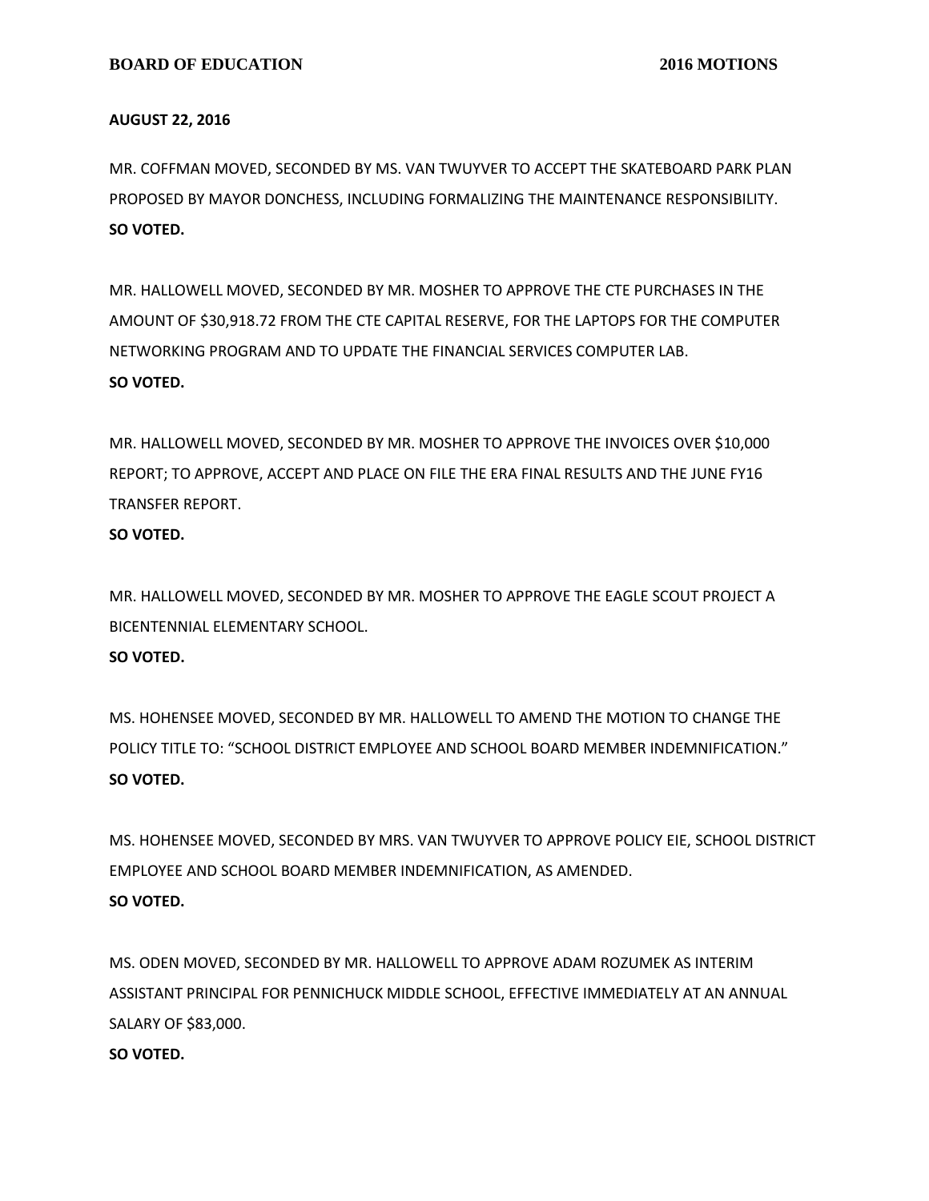**AUGUST 22, 2016**

MR. COFFMAN MOVED, SECONDED BY MS. VAN TWUYVER TO ACCEPT THE SKATEBOARD PARK PLAN PROPOSED BY MAYOR DONCHESS, INCLUDING FORMALIZING THE MAINTENANCE RESPONSIBILITY.
**SO VOTED.**

MR. HALLOWELL MOVED, SECONDED BY MR. MOSHER TO APPROVE THE CTE PURCHASES IN THE AMOUNT OF $30,918.72 FROM THE CTE CAPITAL RESERVE, FOR THE LAPTOPS FOR THE COMPUTER NETWORKING PROGRAM AND TO UPDATE THE FINANCIAL SERVICES COMPUTER LAB.
**SO VOTED.**

MR. HALLOWELL MOVED, SECONDED BY MR. MOSHER TO APPROVE THE INVOICES OVER $10,000 REPORT; TO APPROVE, ACCEPT AND PLACE ON FILE THE ERA FINAL RESULTS AND THE JUNE FY16 TRANSFER REPORT.
**SO VOTED.**

MR. HALLOWELL MOVED, SECONDED BY MR. MOSHER TO APPROVE THE EAGLE SCOUT PROJECT A BICENTENNIAL ELEMENTARY SCHOOL.
**SO VOTED.**

MS. HOHENSEE MOVED, SECONDED BY MR. HALLOWELL TO AMEND THE MOTION TO CHANGE THE POLICY TITLE TO: "SCHOOL DISTRICT EMPLOYEE AND SCHOOL BOARD MEMBER INDEMNIFICATION."
**SO VOTED.**

MS. HOHENSEE MOVED, SECONDED BY MRS. VAN TWUYVER TO APPROVE POLICY EIE, SCHOOL DISTRICT EMPLOYEE AND SCHOOL BOARD MEMBER INDEMNIFICATION, AS AMENDED.
**SO VOTED.**

MS. ODEN MOVED, SECONDED BY MR. HALLOWELL TO APPROVE ADAM ROZUMEK AS INTERIM ASSISTANT PRINCIPAL FOR PENNICHUCK MIDDLE SCHOOL, EFFECTIVE IMMEDIATELY AT AN ANNUAL SALARY OF $83,000.
**SO VOTED.**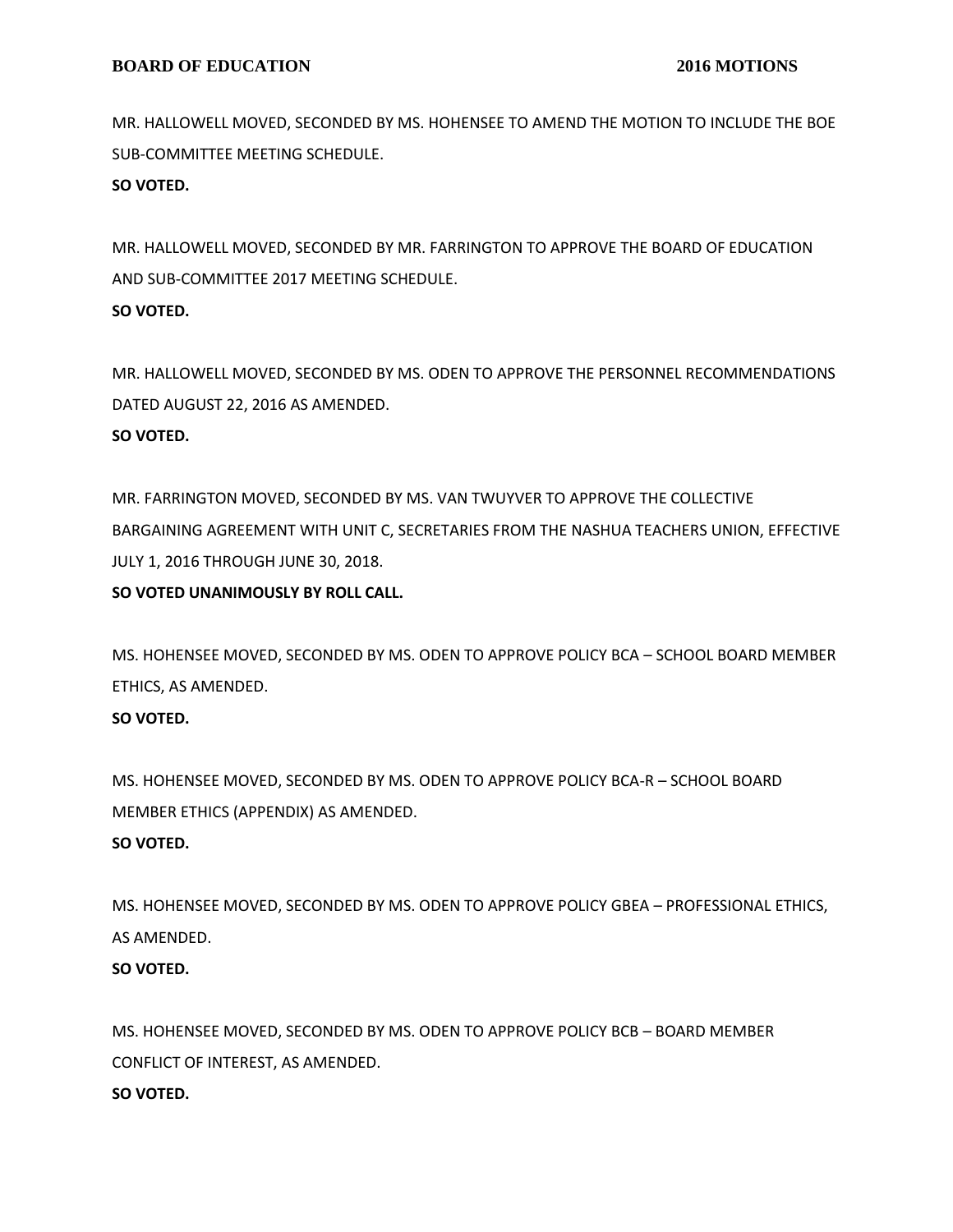MR. HALLOWELL MOVED, SECONDED BY MS. HOHENSEE TO AMEND THE MOTION TO INCLUDE THE BOE SUB-COMMITTEE MEETING SCHEDULE.

**SO VOTED.**

MR. HALLOWELL MOVED, SECONDED BY MR. FARRINGTON TO APPROVE THE BOARD OF EDUCATION AND SUB-COMMITTEE 2017 MEETING SCHEDULE.

**SO VOTED.**

MR. HALLOWELL MOVED, SECONDED BY MS. ODEN TO APPROVE THE PERSONNEL RECOMMENDATIONS DATED AUGUST 22, 2016 AS AMENDED.

**SO VOTED.**

MR. FARRINGTON MOVED, SECONDED BY MS. VAN TWUYVER TO APPROVE THE COLLECTIVE BARGAINING AGREEMENT WITH UNIT C, SECRETARIES FROM THE NASHUA TEACHERS UNION, EFFECTIVE JULY 1, 2016 THROUGH JUNE 30, 2018.

**SO VOTED UNANIMOUSLY BY ROLL CALL.**

MS. HOHENSEE MOVED, SECONDED BY MS. ODEN TO APPROVE POLICY BCA – SCHOOL BOARD MEMBER ETHICS, AS AMENDED.

**SO VOTED.**

MS. HOHENSEE MOVED, SECONDED BY MS. ODEN TO APPROVE POLICY BCA-R – SCHOOL BOARD MEMBER ETHICS (APPENDIX) AS AMENDED.

**SO VOTED.**

MS. HOHENSEE MOVED, SECONDED BY MS. ODEN TO APPROVE POLICY GBEA – PROFESSIONAL ETHICS, AS AMENDED.

**SO VOTED.**

MS. HOHENSEE MOVED, SECONDED BY MS. ODEN TO APPROVE POLICY BCB – BOARD MEMBER CONFLICT OF INTEREST, AS AMENDED.

**SO VOTED.**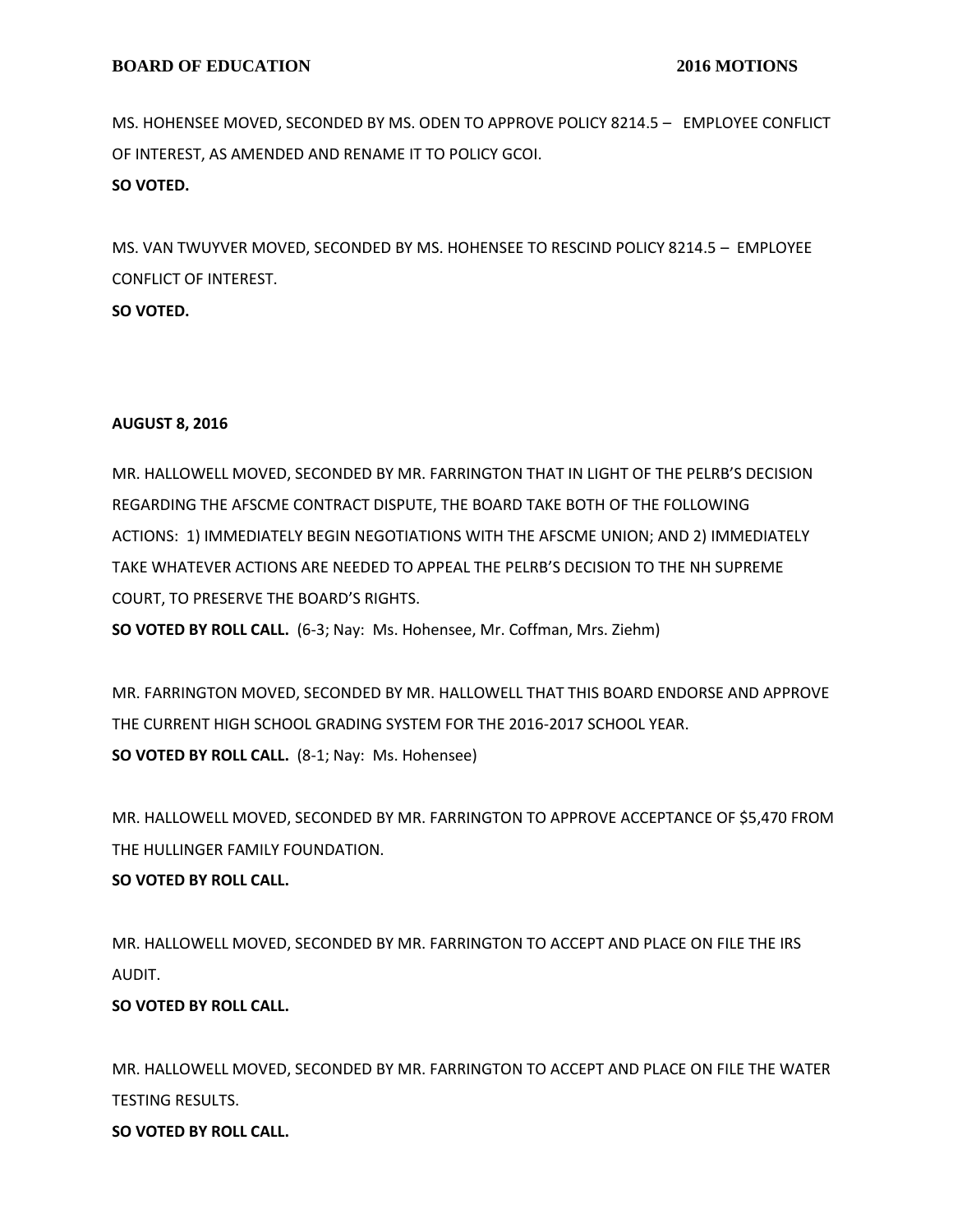MS. HOHENSEE MOVED, SECONDED BY MS. ODEN TO APPROVE POLICY 8214.5 – EMPLOYEE CONFLICT OF INTEREST, AS AMENDED AND RENAME IT TO POLICY GCOI.

**SO VOTED.**

MS. VAN TWUYVER MOVED, SECONDED BY MS. HOHENSEE TO RESCIND POLICY 8214.5 – EMPLOYEE CONFLICT OF INTEREST.

**SO VOTED.**

**AUGUST 8, 2016**

MR. HALLOWELL MOVED, SECONDED BY MR. FARRINGTON THAT IN LIGHT OF THE PELRB'S DECISION REGARDING THE AFSCME CONTRACT DISPUTE, THE BOARD TAKE BOTH OF THE FOLLOWING ACTIONS: 1) IMMEDIATELY BEGIN NEGOTIATIONS WITH THE AFSCME UNION; AND 2) IMMEDIATELY TAKE WHATEVER ACTIONS ARE NEEDED TO APPEAL THE PELRB'S DECISION TO THE NH SUPREME COURT, TO PRESERVE THE BOARD'S RIGHTS.

**SO VOTED BY ROLL CALL.** (6-3; Nay: Ms. Hohensee, Mr. Coffman, Mrs. Ziehm)

MR. FARRINGTON MOVED, SECONDED BY MR. HALLOWELL THAT THIS BOARD ENDORSE AND APPROVE THE CURRENT HIGH SCHOOL GRADING SYSTEM FOR THE 2016-2017 SCHOOL YEAR.

**SO VOTED BY ROLL CALL.** (8-1; Nay: Ms. Hohensee)

MR. HALLOWELL MOVED, SECONDED BY MR. FARRINGTON TO APPROVE ACCEPTANCE OF $5,470 FROM THE HULLINGER FAMILY FOUNDATION.

**SO VOTED BY ROLL CALL.**

MR. HALLOWELL MOVED, SECONDED BY MR. FARRINGTON TO ACCEPT AND PLACE ON FILE THE IRS AUDIT.

**SO VOTED BY ROLL CALL.**

MR. HALLOWELL MOVED, SECONDED BY MR. FARRINGTON TO ACCEPT AND PLACE ON FILE THE WATER TESTING RESULTS.

**SO VOTED BY ROLL CALL.**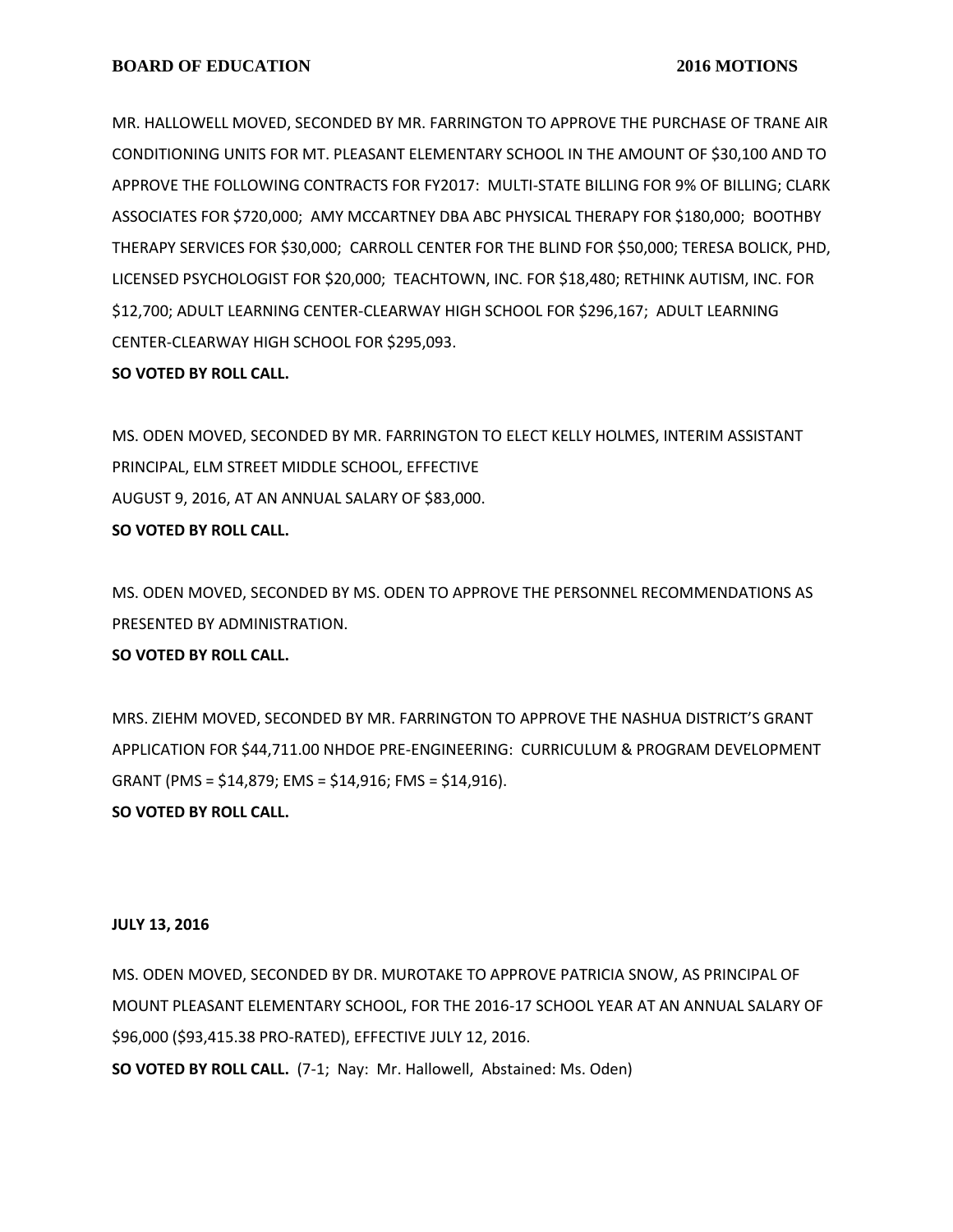MR. HALLOWELL MOVED, SECONDED BY MR. FARRINGTON TO APPROVE THE PURCHASE OF TRANE AIR CONDITIONING UNITS FOR MT. PLEASANT ELEMENTARY SCHOOL IN THE AMOUNT OF $30,100 AND TO APPROVE THE FOLLOWING CONTRACTS FOR FY2017: MULTI-STATE BILLING FOR 9% OF BILLING; CLARK ASSOCIATES FOR $720,000; AMY MCCARTNEY DBA ABC PHYSICAL THERAPY FOR $180,000; BOOTHBY THERAPY SERVICES FOR $30,000; CARROLL CENTER FOR THE BLIND FOR $50,000; TERESA BOLICK, PHD, LICENSED PSYCHOLOGIST FOR $20,000; TEACHTOWN, INC. FOR $18,480; RETHINK AUTISM, INC. FOR $12,700; ADULT LEARNING CENTER-CLEARWAY HIGH SCHOOL FOR $296,167; ADULT LEARNING CENTER-CLEARWAY HIGH SCHOOL FOR $295,093.

**SO VOTED BY ROLL CALL.**

MS. ODEN MOVED, SECONDED BY MR. FARRINGTON TO ELECT KELLY HOLMES, INTERIM ASSISTANT PRINCIPAL, ELM STREET MIDDLE SCHOOL, EFFECTIVE AUGUST 9, 2016, AT AN ANNUAL SALARY OF $83,000.

**SO VOTED BY ROLL CALL.**

MS. ODEN MOVED, SECONDED BY MS. ODEN TO APPROVE THE PERSONNEL RECOMMENDATIONS AS PRESENTED BY ADMINISTRATION.

**SO VOTED BY ROLL CALL.**

MRS. ZIEHM MOVED, SECONDED BY MR. FARRINGTON TO APPROVE THE NASHUA DISTRICT'S GRANT APPLICATION FOR $44,711.00 NHDOE PRE-ENGINEERING: CURRICULUM & PROGRAM DEVELOPMENT GRANT (PMS = $14,879; EMS = $14,916; FMS = $14,916).

**SO VOTED BY ROLL CALL.**

**JULY 13, 2016**

MS. ODEN MOVED, SECONDED BY DR. MUROTAKE TO APPROVE PATRICIA SNOW, AS PRINCIPAL OF MOUNT PLEASANT ELEMENTARY SCHOOL, FOR THE 2016-17 SCHOOL YEAR AT AN ANNUAL SALARY OF $96,000 ($93,415.38 PRO-RATED), EFFECTIVE JULY 12, 2016.

**SO VOTED BY ROLL CALL.** (7-1; Nay: Mr. Hallowell, Abstained: Ms. Oden)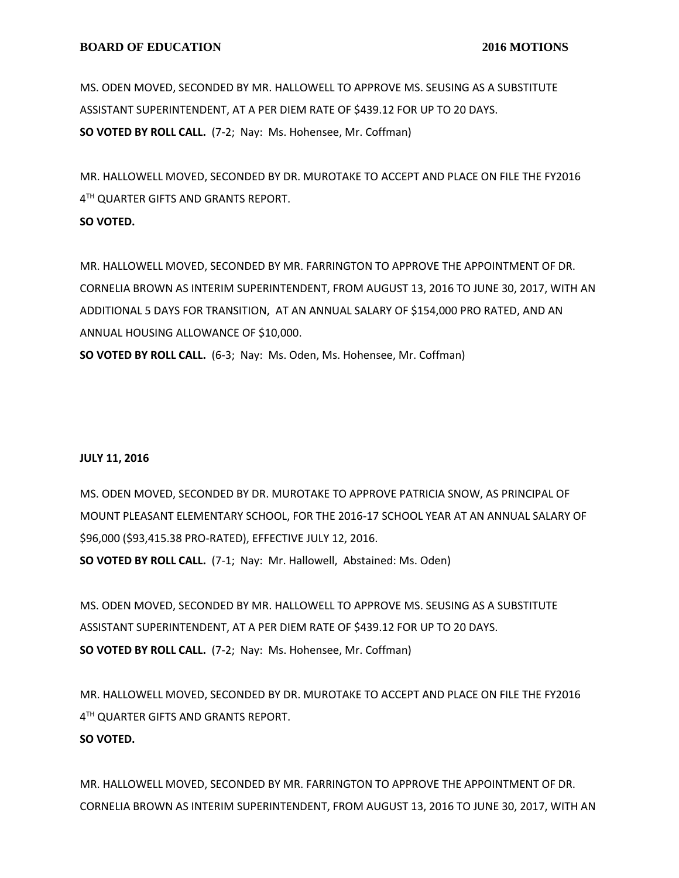MS. ODEN MOVED, SECONDED BY MR. HALLOWELL TO APPROVE MS. SEUSING AS A SUBSTITUTE ASSISTANT SUPERINTENDENT, AT A PER DIEM RATE OF $439.12 FOR UP TO 20 DAYS.
**SO VOTED BY ROLL CALL.** (7-2; Nay: Ms. Hohensee, Mr. Coffman)

MR. HALLOWELL MOVED, SECONDED BY DR. MUROTAKE TO ACCEPT AND PLACE ON FILE THE FY2016 4TH QUARTER GIFTS AND GRANTS REPORT.
**SO VOTED.**

MR. HALLOWELL MOVED, SECONDED BY MR. FARRINGTON TO APPROVE THE APPOINTMENT OF DR. CORNELIA BROWN AS INTERIM SUPERINTENDENT, FROM AUGUST 13, 2016 TO JUNE 30, 2017, WITH AN ADDITIONAL 5 DAYS FOR TRANSITION, AT AN ANNUAL SALARY OF $154,000 PRO RATED, AND AN ANNUAL HOUSING ALLOWANCE OF $10,000.
**SO VOTED BY ROLL CALL.** (6-3; Nay: Ms. Oden, Ms. Hohensee, Mr. Coffman)

**JULY 11, 2016**

MS. ODEN MOVED, SECONDED BY DR. MUROTAKE TO APPROVE PATRICIA SNOW, AS PRINCIPAL OF MOUNT PLEASANT ELEMENTARY SCHOOL, FOR THE 2016-17 SCHOOL YEAR AT AN ANNUAL SALARY OF $96,000 ($93,415.38 PRO-RATED), EFFECTIVE JULY 12, 2016.
**SO VOTED BY ROLL CALL.** (7-1; Nay: Mr. Hallowell, Abstained: Ms. Oden)

MS. ODEN MOVED, SECONDED BY MR. HALLOWELL TO APPROVE MS. SEUSING AS A SUBSTITUTE ASSISTANT SUPERINTENDENT, AT A PER DIEM RATE OF $439.12 FOR UP TO 20 DAYS.
**SO VOTED BY ROLL CALL.** (7-2; Nay: Ms. Hohensee, Mr. Coffman)

MR. HALLOWELL MOVED, SECONDED BY DR. MUROTAKE TO ACCEPT AND PLACE ON FILE THE FY2016 4TH QUARTER GIFTS AND GRANTS REPORT.
**SO VOTED.**

MR. HALLOWELL MOVED, SECONDED BY MR. FARRINGTON TO APPROVE THE APPOINTMENT OF DR. CORNELIA BROWN AS INTERIM SUPERINTENDENT, FROM AUGUST 13, 2016 TO JUNE 30, 2017, WITH AN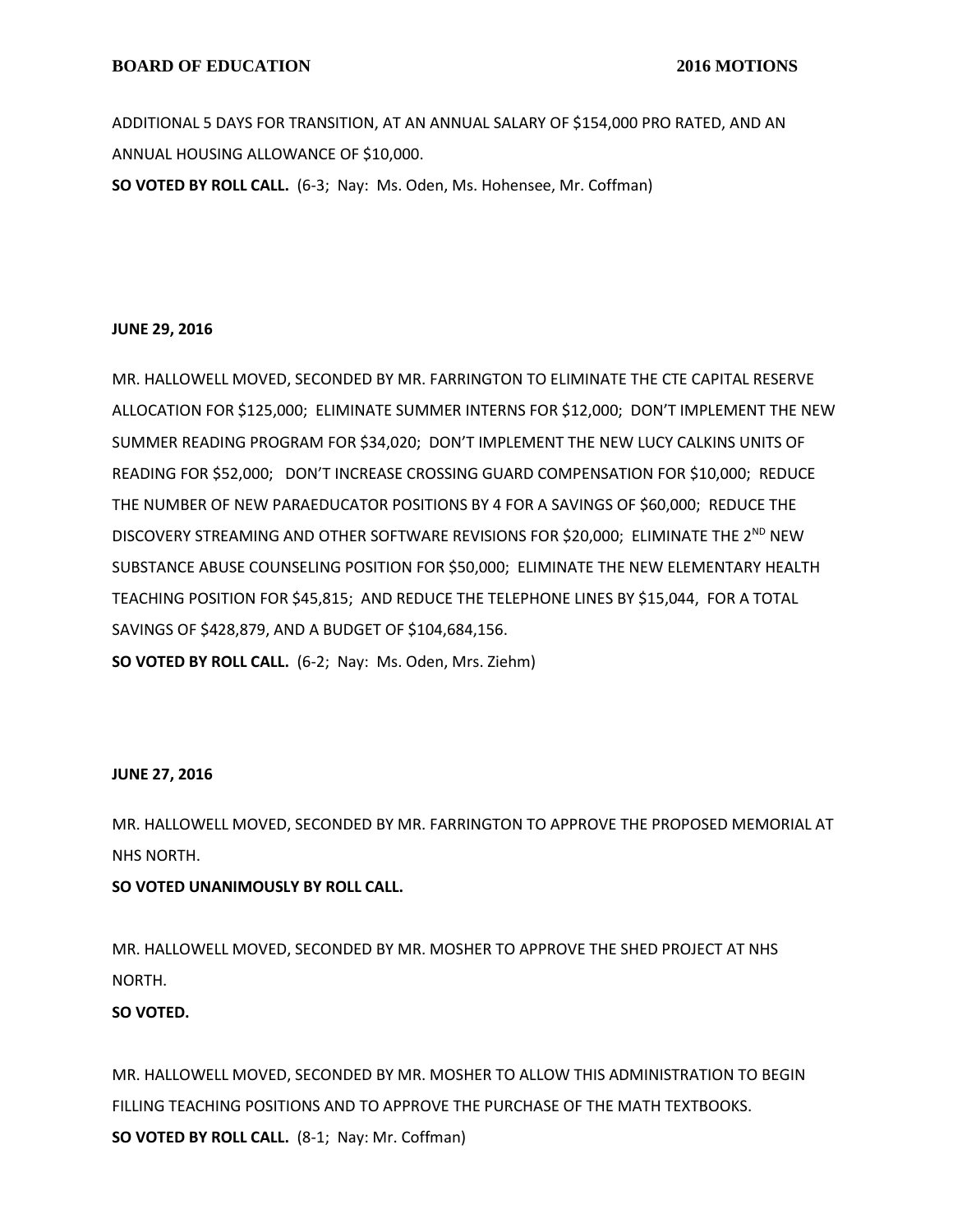ADDITIONAL 5 DAYS FOR TRANSITION, AT AN ANNUAL SALARY OF $154,000 PRO RATED, AND AN ANNUAL HOUSING ALLOWANCE OF $10,000.

**SO VOTED BY ROLL CALL.** (6-3; Nay: Ms. Oden, Ms. Hohensee, Mr. Coffman)

**JUNE 29, 2016**

MR. HALLOWELL MOVED, SECONDED BY MR. FARRINGTON TO ELIMINATE THE CTE CAPITAL RESERVE ALLOCATION FOR $125,000; ELIMINATE SUMMER INTERNS FOR $12,000; DON'T IMPLEMENT THE NEW SUMMER READING PROGRAM FOR $34,020; DON'T IMPLEMENT THE NEW LUCY CALKINS UNITS OF READING FOR $52,000; DON'T INCREASE CROSSING GUARD COMPENSATION FOR $10,000; REDUCE THE NUMBER OF NEW PARAEDUCATOR POSITIONS BY 4 FOR A SAVINGS OF $60,000; REDUCE THE DISCOVERY STREAMING AND OTHER SOFTWARE REVISIONS FOR $20,000; ELIMINATE THE 2ND NEW SUBSTANCE ABUSE COUNSELING POSITION FOR $50,000; ELIMINATE THE NEW ELEMENTARY HEALTH TEACHING POSITION FOR $45,815; AND REDUCE THE TELEPHONE LINES BY $15,044, FOR A TOTAL SAVINGS OF $428,879, AND A BUDGET OF $104,684,156.

**SO VOTED BY ROLL CALL.** (6-2; Nay: Ms. Oden, Mrs. Ziehm)

**JUNE 27, 2016**

MR. HALLOWELL MOVED, SECONDED BY MR. FARRINGTON TO APPROVE THE PROPOSED MEMORIAL AT NHS NORTH.

**SO VOTED UNANIMOUSLY BY ROLL CALL.**

MR. HALLOWELL MOVED, SECONDED BY MR. MOSHER TO APPROVE THE SHED PROJECT AT NHS NORTH.

**SO VOTED.**

MR. HALLOWELL MOVED, SECONDED BY MR. MOSHER TO ALLOW THIS ADMINISTRATION TO BEGIN FILLING TEACHING POSITIONS AND TO APPROVE THE PURCHASE OF THE MATH TEXTBOOKS.

**SO VOTED BY ROLL CALL.** (8-1; Nay: Mr. Coffman)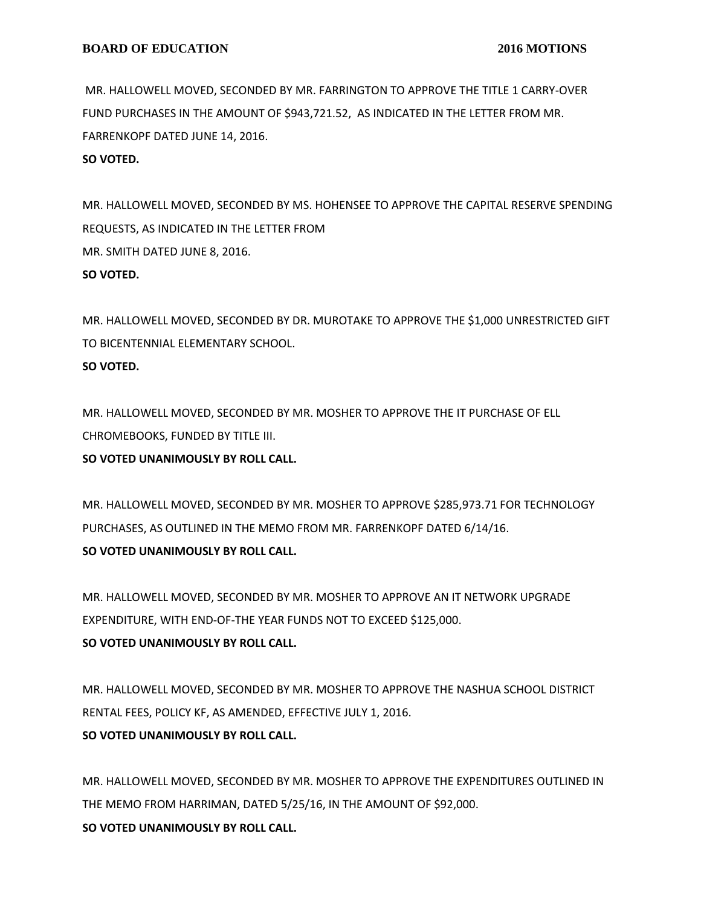MR. HALLOWELL MOVED, SECONDED BY MR. FARRINGTON TO APPROVE THE TITLE 1 CARRY-OVER FUND PURCHASES IN THE AMOUNT OF $943,721.52, AS INDICATED IN THE LETTER FROM MR. FARRENKOPF DATED JUNE 14, 2016.

**SO VOTED.**

MR. HALLOWELL MOVED, SECONDED BY MS. HOHENSEE TO APPROVE THE CAPITAL RESERVE SPENDING REQUESTS, AS INDICATED IN THE LETTER FROM MR. SMITH DATED JUNE 8, 2016.

**SO VOTED.**

MR. HALLOWELL MOVED, SECONDED BY DR. MUROTAKE TO APPROVE THE $1,000 UNRESTRICTED GIFT TO BICENTENNIAL ELEMENTARY SCHOOL.

**SO VOTED.**

MR. HALLOWELL MOVED, SECONDED BY MR. MOSHER TO APPROVE THE IT PURCHASE OF ELL CHROMEBOOKS, FUNDED BY TITLE III.

**SO VOTED UNANIMOUSLY BY ROLL CALL.**

MR. HALLOWELL MOVED, SECONDED BY MR. MOSHER TO APPROVE $285,973.71 FOR TECHNOLOGY PURCHASES, AS OUTLINED IN THE MEMO FROM MR. FARRENKOPF DATED 6/14/16.

**SO VOTED UNANIMOUSLY BY ROLL CALL.**

MR. HALLOWELL MOVED, SECONDED BY MR. MOSHER TO APPROVE AN IT NETWORK UPGRADE EXPENDITURE, WITH END-OF-THE YEAR FUNDS NOT TO EXCEED $125,000.

**SO VOTED UNANIMOUSLY BY ROLL CALL.**

MR. HALLOWELL MOVED, SECONDED BY MR. MOSHER TO APPROVE THE NASHUA SCHOOL DISTRICT RENTAL FEES, POLICY KF, AS AMENDED, EFFECTIVE JULY 1, 2016.

**SO VOTED UNANIMOUSLY BY ROLL CALL.**

MR. HALLOWELL MOVED, SECONDED BY MR. MOSHER TO APPROVE THE EXPENDITURES OUTLINED IN THE MEMO FROM HARRIMAN, DATED 5/25/16, IN THE AMOUNT OF $92,000.

**SO VOTED UNANIMOUSLY BY ROLL CALL.**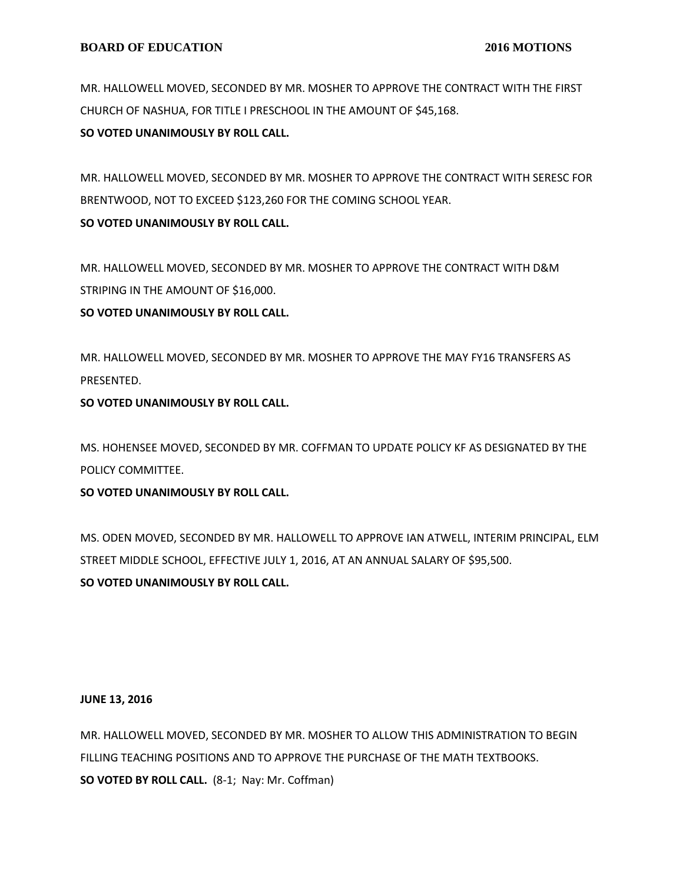MR. HALLOWELL MOVED, SECONDED BY MR. MOSHER TO APPROVE THE CONTRACT WITH THE FIRST CHURCH OF NASHUA, FOR TITLE I PRESCHOOL IN THE AMOUNT OF $45,168.
**SO VOTED UNANIMOUSLY BY ROLL CALL.**

MR. HALLOWELL MOVED, SECONDED BY MR. MOSHER TO APPROVE THE CONTRACT WITH SERESC FOR BRENTWOOD, NOT TO EXCEED $123,260 FOR THE COMING SCHOOL YEAR.
**SO VOTED UNANIMOUSLY BY ROLL CALL.**

MR. HALLOWELL MOVED, SECONDED BY MR. MOSHER TO APPROVE THE CONTRACT WITH D&M STRIPING IN THE AMOUNT OF $16,000.
**SO VOTED UNANIMOUSLY BY ROLL CALL.**

MR. HALLOWELL MOVED, SECONDED BY MR. MOSHER TO APPROVE THE MAY FY16 TRANSFERS AS PRESENTED.
**SO VOTED UNANIMOUSLY BY ROLL CALL.**

MS. HOHENSEE MOVED, SECONDED BY MR. COFFMAN TO UPDATE POLICY KF AS DESIGNATED BY THE POLICY COMMITTEE.
**SO VOTED UNANIMOUSLY BY ROLL CALL.**

MS. ODEN MOVED, SECONDED BY MR. HALLOWELL TO APPROVE IAN ATWELL, INTERIM PRINCIPAL, ELM STREET MIDDLE SCHOOL, EFFECTIVE JULY 1, 2016, AT AN ANNUAL SALARY OF $95,500.
**SO VOTED UNANIMOUSLY BY ROLL CALL.**

**JUNE 13, 2016**

MR. HALLOWELL MOVED, SECONDED BY MR. MOSHER TO ALLOW THIS ADMINISTRATION TO BEGIN FILLING TEACHING POSITIONS AND TO APPROVE THE PURCHASE OF THE MATH TEXTBOOKS.
**SO VOTED BY ROLL CALL.** (8-1; Nay: Mr. Coffman)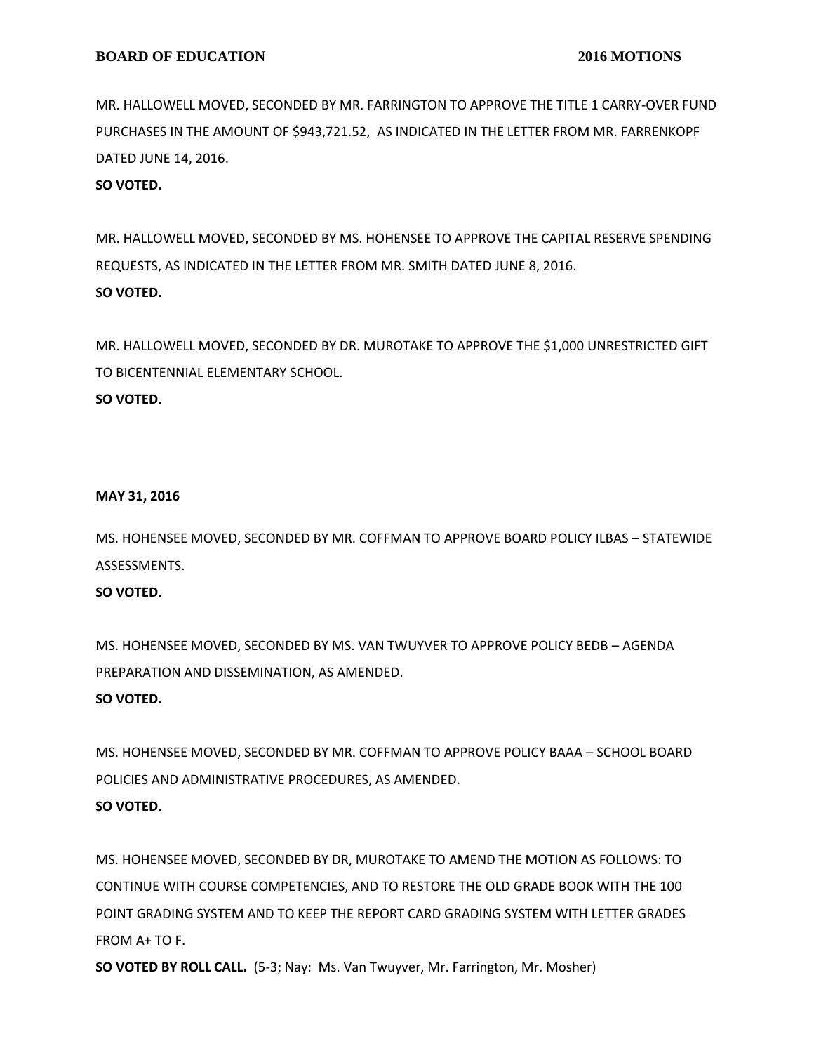MR. HALLOWELL MOVED, SECONDED BY MR. FARRINGTON TO APPROVE THE TITLE 1 CARRY-OVER FUND PURCHASES IN THE AMOUNT OF $943,721.52, AS INDICATED IN THE LETTER FROM MR. FARRENKOPF DATED JUNE 14, 2016.

**SO VOTED.**

MR. HALLOWELL MOVED, SECONDED BY MS. HOHENSEE TO APPROVE THE CAPITAL RESERVE SPENDING REQUESTS, AS INDICATED IN THE LETTER FROM MR. SMITH DATED JUNE 8, 2016.

**SO VOTED.**

MR. HALLOWELL MOVED, SECONDED BY DR. MUROTAKE TO APPROVE THE $1,000 UNRESTRICTED GIFT TO BICENTENNIAL ELEMENTARY SCHOOL.

**SO VOTED.**

**MAY 31, 2016**

MS. HOHENSEE MOVED, SECONDED BY MR. COFFMAN TO APPROVE BOARD POLICY ILBAS – STATEWIDE ASSESSMENTS.

**SO VOTED.**

MS. HOHENSEE MOVED, SECONDED BY MS. VAN TWUYVER TO APPROVE POLICY BEDB – AGENDA PREPARATION AND DISSEMINATION, AS AMENDED.

**SO VOTED.**

MS. HOHENSEE MOVED, SECONDED BY MR. COFFMAN TO APPROVE POLICY BAAA – SCHOOL BOARD POLICIES AND ADMINISTRATIVE PROCEDURES, AS AMENDED.

**SO VOTED.**

MS. HOHENSEE MOVED, SECONDED BY DR, MUROTAKE TO AMEND THE MOTION AS FOLLOWS: TO CONTINUE WITH COURSE COMPETENCIES, AND TO RESTORE THE OLD GRADE BOOK WITH THE 100 POINT GRADING SYSTEM AND TO KEEP THE REPORT CARD GRADING SYSTEM WITH LETTER GRADES FROM A+ TO F.

**SO VOTED BY ROLL CALL.** (5-3; Nay: Ms. Van Twuyver, Mr. Farrington, Mr. Mosher)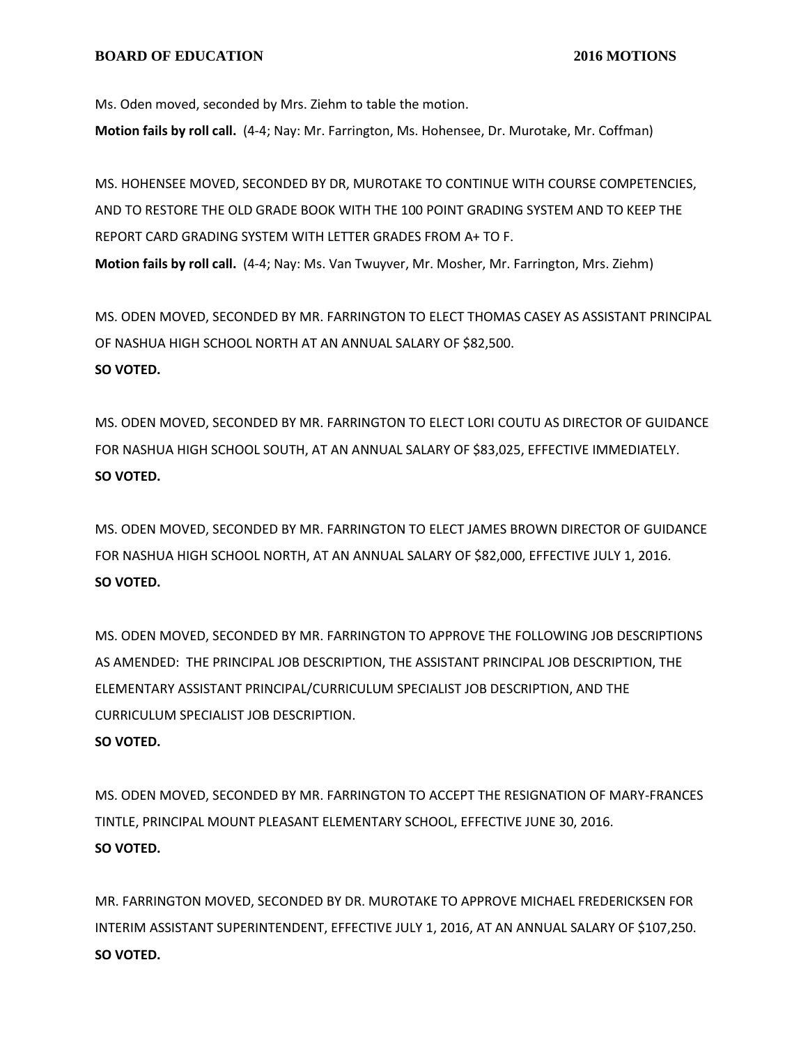Ms. Oden moved, seconded by Mrs. Ziehm to table the motion.

**Motion fails by roll call.** (4-4; Nay: Mr. Farrington, Ms. Hohensee, Dr. Murotake, Mr. Coffman)

MS. HOHENSEE MOVED, SECONDED BY DR, MUROTAKE TO CONTINUE WITH COURSE COMPETENCIES, AND TO RESTORE THE OLD GRADE BOOK WITH THE 100 POINT GRADING SYSTEM AND TO KEEP THE REPORT CARD GRADING SYSTEM WITH LETTER GRADES FROM A+ TO F.

**Motion fails by roll call.** (4-4; Nay: Ms. Van Twuyver, Mr. Mosher, Mr. Farrington, Mrs. Ziehm)

MS. ODEN MOVED, SECONDED BY MR. FARRINGTON TO ELECT THOMAS CASEY AS ASSISTANT PRINCIPAL OF NASHUA HIGH SCHOOL NORTH AT AN ANNUAL SALARY OF $82,500.

**SO VOTED.**

MS. ODEN MOVED, SECONDED BY MR. FARRINGTON TO ELECT LORI COUTU AS DIRECTOR OF GUIDANCE FOR NASHUA HIGH SCHOOL SOUTH, AT AN ANNUAL SALARY OF $83,025, EFFECTIVE IMMEDIATELY.

**SO VOTED.**

MS. ODEN MOVED, SECONDED BY MR. FARRINGTON TO ELECT JAMES BROWN DIRECTOR OF GUIDANCE FOR NASHUA HIGH SCHOOL NORTH, AT AN ANNUAL SALARY OF $82,000, EFFECTIVE JULY 1, 2016.

**SO VOTED.**

MS. ODEN MOVED, SECONDED BY MR. FARRINGTON TO APPROVE THE FOLLOWING JOB DESCRIPTIONS AS AMENDED: THE PRINCIPAL JOB DESCRIPTION, THE ASSISTANT PRINCIPAL JOB DESCRIPTION, THE ELEMENTARY ASSISTANT PRINCIPAL/CURRICULUM SPECIALIST JOB DESCRIPTION, AND THE CURRICULUM SPECIALIST JOB DESCRIPTION.

**SO VOTED.**

MS. ODEN MOVED, SECONDED BY MR. FARRINGTON TO ACCEPT THE RESIGNATION OF MARY-FRANCES TINTLE, PRINCIPAL MOUNT PLEASANT ELEMENTARY SCHOOL, EFFECTIVE JUNE 30, 2016.

**SO VOTED.**

MR. FARRINGTON MOVED, SECONDED BY DR. MUROTAKE TO APPROVE MICHAEL FREDERICKSEN FOR INTERIM ASSISTANT SUPERINTENDENT, EFFECTIVE JULY 1, 2016, AT AN ANNUAL SALARY OF $107,250.

**SO VOTED.**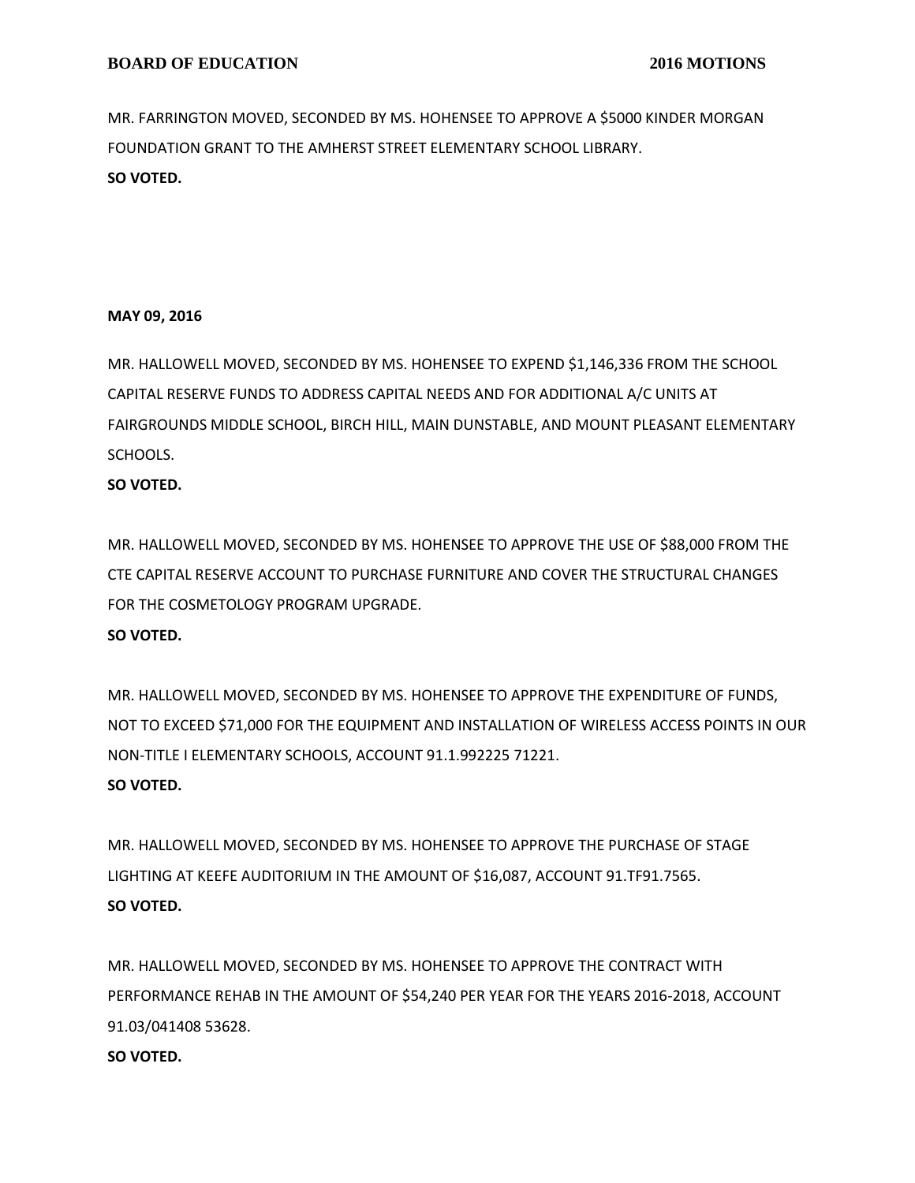MR. FARRINGTON MOVED, SECONDED BY MS. HOHENSEE TO APPROVE A $5000 KINDER MORGAN FOUNDATION GRANT TO THE AMHERST STREET ELEMENTARY SCHOOL LIBRARY.
**SO VOTED.**

**MAY 09, 2016**

MR. HALLOWELL MOVED, SECONDED BY MS. HOHENSEE TO EXPEND $1,146,336 FROM THE SCHOOL CAPITAL RESERVE FUNDS TO ADDRESS CAPITAL NEEDS AND FOR ADDITIONAL A/C UNITS AT FAIRGROUNDS MIDDLE SCHOOL, BIRCH HILL, MAIN DUNSTABLE, AND MOUNT PLEASANT ELEMENTARY SCHOOLS.
**SO VOTED.**

MR. HALLOWELL MOVED, SECONDED BY MS. HOHENSEE TO APPROVE THE USE OF $88,000 FROM THE CTE CAPITAL RESERVE ACCOUNT TO PURCHASE FURNITURE AND COVER THE STRUCTURAL CHANGES FOR THE COSMETOLOGY PROGRAM UPGRADE.
**SO VOTED.**

MR. HALLOWELL MOVED, SECONDED BY MS. HOHENSEE TO APPROVE THE EXPENDITURE OF FUNDS, NOT TO EXCEED $71,000 FOR THE EQUIPMENT AND INSTALLATION OF WIRELESS ACCESS POINTS IN OUR NON-TITLE I ELEMENTARY SCHOOLS, ACCOUNT 91.1.992225 71221.
**SO VOTED.**

MR. HALLOWELL MOVED, SECONDED BY MS. HOHENSEE TO APPROVE THE PURCHASE OF STAGE LIGHTING AT KEEFE AUDITORIUM IN THE AMOUNT OF $16,087, ACCOUNT 91.TF91.7565.
**SO VOTED.**

MR. HALLOWELL MOVED, SECONDED BY MS. HOHENSEE TO APPROVE THE CONTRACT WITH PERFORMANCE REHAB IN THE AMOUNT OF $54,240 PER YEAR FOR THE YEARS 2016-2018, ACCOUNT 91.03/041408 53628.
**SO VOTED.**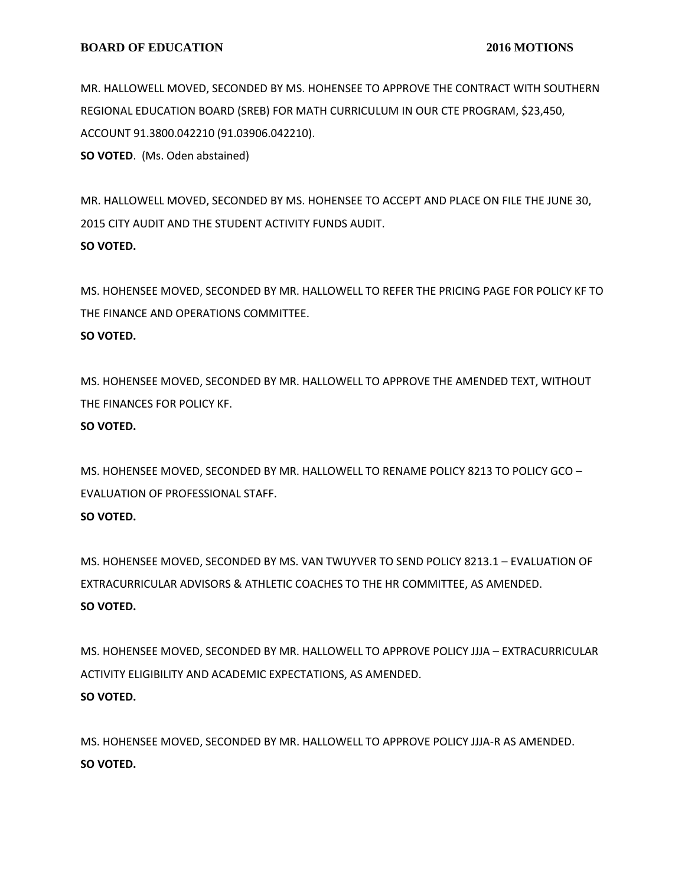MR. HALLOWELL MOVED, SECONDED BY MS. HOHENSEE TO APPROVE THE CONTRACT WITH SOUTHERN REGIONAL EDUCATION BOARD (SREB) FOR MATH CURRICULUM IN OUR CTE PROGRAM, $23,450, ACCOUNT 91.3800.042210 (91.03906.042210).
**SO VOTED**. (Ms. Oden abstained)

MR. HALLOWELL MOVED, SECONDED BY MS. HOHENSEE TO ACCEPT AND PLACE ON FILE THE JUNE 30, 2015 CITY AUDIT AND THE STUDENT ACTIVITY FUNDS AUDIT.
**SO VOTED.**

MS. HOHENSEE MOVED, SECONDED BY MR. HALLOWELL TO REFER THE PRICING PAGE FOR POLICY KF TO THE FINANCE AND OPERATIONS COMMITTEE.
**SO VOTED.**

MS. HOHENSEE MOVED, SECONDED BY MR. HALLOWELL TO APPROVE THE AMENDED TEXT, WITHOUT THE FINANCES FOR POLICY KF.
**SO VOTED.**

MS. HOHENSEE MOVED, SECONDED BY MR. HALLOWELL TO RENAME POLICY 8213 TO POLICY GCO – EVALUATION OF PROFESSIONAL STAFF.
**SO VOTED.**

MS. HOHENSEE MOVED, SECONDED BY MS. VAN TWUYVER TO SEND POLICY 8213.1 – EVALUATION OF EXTRACURRICULAR ADVISORS & ATHLETIC COACHES TO THE HR COMMITTEE, AS AMENDED.
**SO VOTED.**

MS. HOHENSEE MOVED, SECONDED BY MR. HALLOWELL TO APPROVE POLICY JJJA – EXTRACURRICULAR ACTIVITY ELIGIBILITY AND ACADEMIC EXPECTATIONS, AS AMENDED.
**SO VOTED.**

MS. HOHENSEE MOVED, SECONDED BY MR. HALLOWELL TO APPROVE POLICY JJJA-R AS AMENDED.
**SO VOTED.**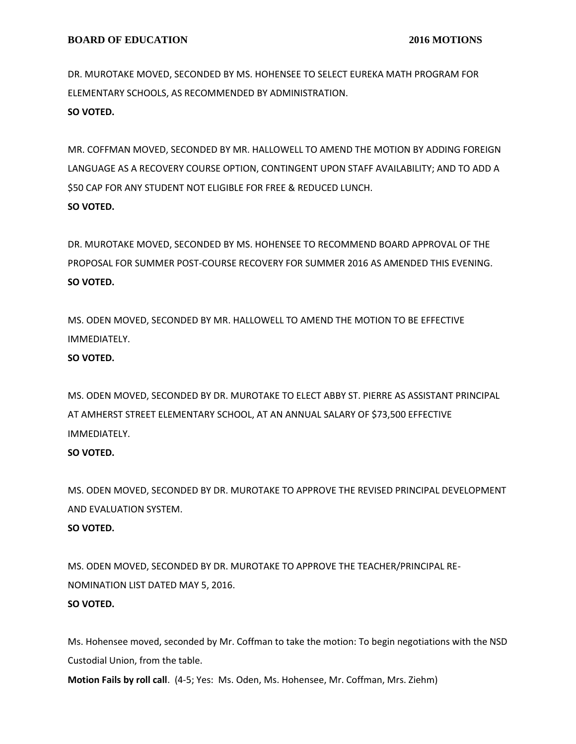DR. MUROTAKE MOVED, SECONDED BY MS. HOHENSEE TO SELECT EUREKA MATH PROGRAM FOR ELEMENTARY SCHOOLS, AS RECOMMENDED BY ADMINISTRATION.

**SO VOTED.**

MR. COFFMAN MOVED, SECONDED BY MR. HALLOWELL TO AMEND THE MOTION BY ADDING FOREIGN LANGUAGE AS A RECOVERY COURSE OPTION, CONTINGENT UPON STAFF AVAILABILITY; AND TO ADD A $50 CAP FOR ANY STUDENT NOT ELIGIBLE FOR FREE & REDUCED LUNCH.

**SO VOTED.**

DR. MUROTAKE MOVED, SECONDED BY MS. HOHENSEE TO RECOMMEND BOARD APPROVAL OF THE PROPOSAL FOR SUMMER POST-COURSE RECOVERY FOR SUMMER 2016 AS AMENDED THIS EVENING.

**SO VOTED.**

MS. ODEN MOVED, SECONDED BY MR. HALLOWELL TO AMEND THE MOTION TO BE EFFECTIVE IMMEDIATELY.

**SO VOTED.**

MS. ODEN MOVED, SECONDED BY DR. MUROTAKE TO ELECT ABBY ST. PIERRE AS ASSISTANT PRINCIPAL AT AMHERST STREET ELEMENTARY SCHOOL, AT AN ANNUAL SALARY OF $73,500 EFFECTIVE IMMEDIATELY.

**SO VOTED.**

MS. ODEN MOVED, SECONDED BY DR. MUROTAKE TO APPROVE THE REVISED PRINCIPAL DEVELOPMENT AND EVALUATION SYSTEM.

**SO VOTED.**

MS. ODEN MOVED, SECONDED BY DR. MUROTAKE TO APPROVE THE TEACHER/PRINCIPAL RE-NOMINATION LIST DATED MAY 5, 2016.

**SO VOTED.**

Ms. Hohensee moved, seconded by Mr. Coffman to take the motion: To begin negotiations with the NSD Custodial Union, from the table.

**Motion Fails by roll call**. (4-5; Yes: Ms. Oden, Ms. Hohensee, Mr. Coffman, Mrs. Ziehm)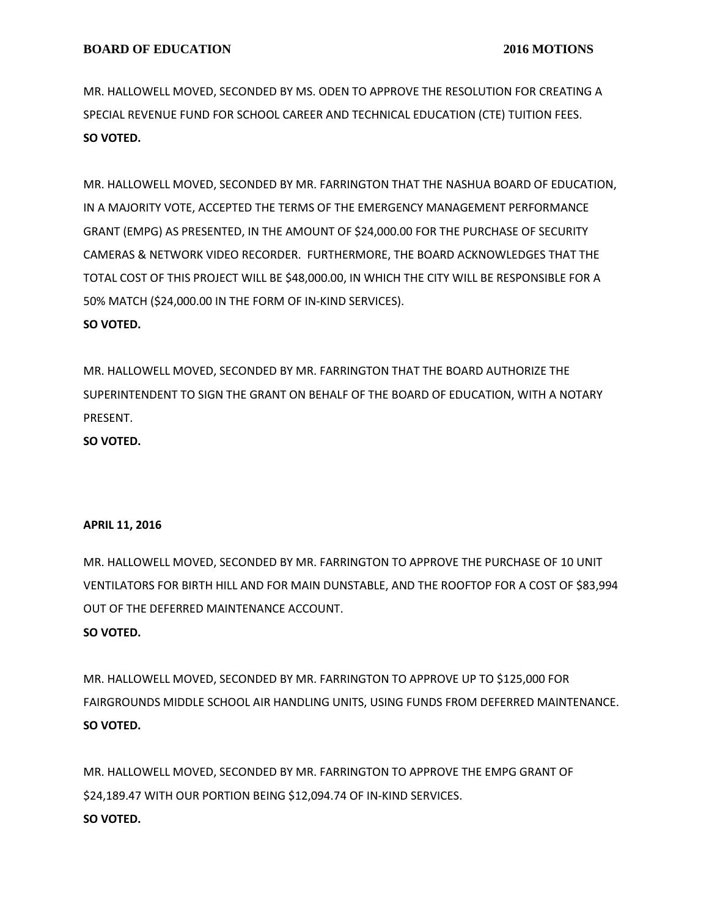MR. HALLOWELL MOVED, SECONDED BY MS. ODEN TO APPROVE THE RESOLUTION FOR CREATING A SPECIAL REVENUE FUND FOR SCHOOL CAREER AND TECHNICAL EDUCATION (CTE) TUITION FEES.
**SO VOTED.**

MR. HALLOWELL MOVED, SECONDED BY MR. FARRINGTON THAT THE NASHUA BOARD OF EDUCATION, IN A MAJORITY VOTE, ACCEPTED THE TERMS OF THE EMERGENCY MANAGEMENT PERFORMANCE GRANT (EMPG) AS PRESENTED, IN THE AMOUNT OF $24,000.00 FOR THE PURCHASE OF SECURITY CAMERAS & NETWORK VIDEO RECORDER. FURTHERMORE, THE BOARD ACKNOWLEDGES THAT THE TOTAL COST OF THIS PROJECT WILL BE $48,000.00, IN WHICH THE CITY WILL BE RESPONSIBLE FOR A 50% MATCH ($24,000.00 IN THE FORM OF IN-KIND SERVICES).
**SO VOTED.**

MR. HALLOWELL MOVED, SECONDED BY MR. FARRINGTON THAT THE BOARD AUTHORIZE THE SUPERINTENDENT TO SIGN THE GRANT ON BEHALF OF THE BOARD OF EDUCATION, WITH A NOTARY PRESENT.
**SO VOTED.**

**APRIL 11, 2016**

MR. HALLOWELL MOVED, SECONDED BY MR. FARRINGTON TO APPROVE THE PURCHASE OF 10 UNIT VENTILATORS FOR BIRTH HILL AND FOR MAIN DUNSTABLE, AND THE ROOFTOP FOR A COST OF $83,994 OUT OF THE DEFERRED MAINTENANCE ACCOUNT.
**SO VOTED.**

MR. HALLOWELL MOVED, SECONDED BY MR. FARRINGTON TO APPROVE UP TO $125,000 FOR FAIRGROUNDS MIDDLE SCHOOL AIR HANDLING UNITS, USING FUNDS FROM DEFERRED MAINTENANCE.
**SO VOTED.**

MR. HALLOWELL MOVED, SECONDED BY MR. FARRINGTON TO APPROVE THE EMPG GRANT OF $24,189.47 WITH OUR PORTION BEING $12,094.74 OF IN-KIND SERVICES.
**SO VOTED.**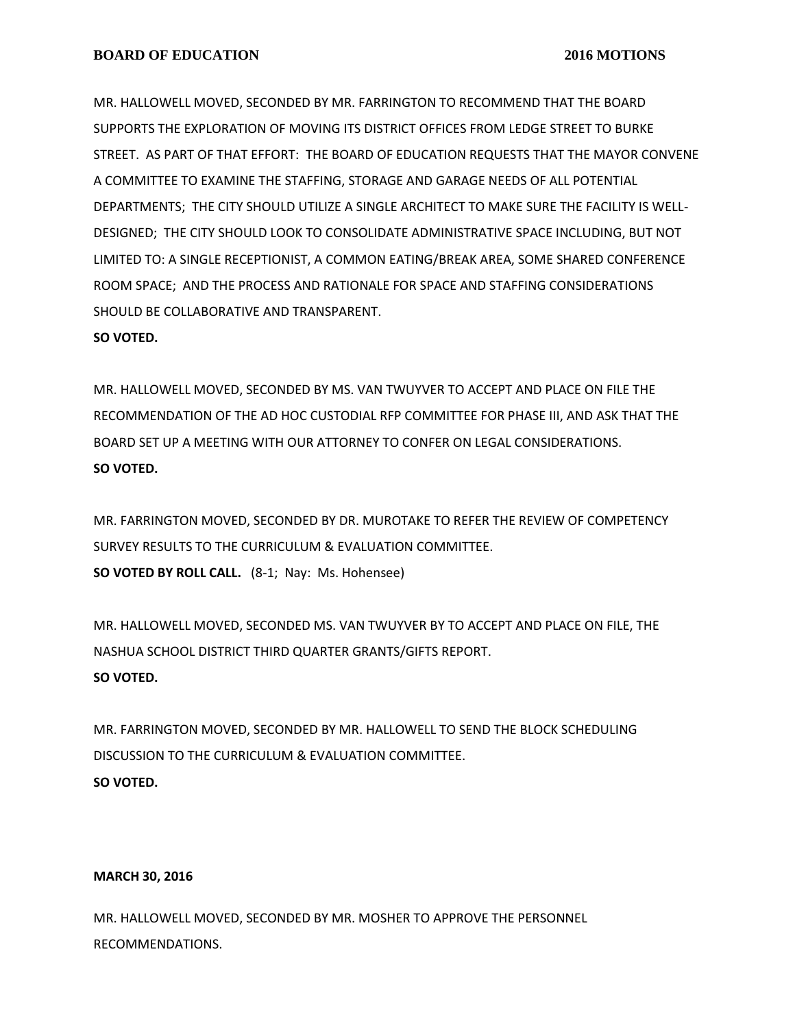MR. HALLOWELL MOVED, SECONDED BY MR. FARRINGTON TO RECOMMEND THAT THE BOARD SUPPORTS THE EXPLORATION OF MOVING ITS DISTRICT OFFICES FROM LEDGE STREET TO BURKE STREET. AS PART OF THAT EFFORT: THE BOARD OF EDUCATION REQUESTS THAT THE MAYOR CONVENE A COMMITTEE TO EXAMINE THE STAFFING, STORAGE AND GARAGE NEEDS OF ALL POTENTIAL DEPARTMENTS; THE CITY SHOULD UTILIZE A SINGLE ARCHITECT TO MAKE SURE THE FACILITY IS WELL-DESIGNED; THE CITY SHOULD LOOK TO CONSOLIDATE ADMINISTRATIVE SPACE INCLUDING, BUT NOT LIMITED TO: A SINGLE RECEPTIONIST, A COMMON EATING/BREAK AREA, SOME SHARED CONFERENCE ROOM SPACE; AND THE PROCESS AND RATIONALE FOR SPACE AND STAFFING CONSIDERATIONS SHOULD BE COLLABORATIVE AND TRANSPARENT.
**SO VOTED.**

MR. HALLOWELL MOVED, SECONDED BY MS. VAN TWUYVER TO ACCEPT AND PLACE ON FILE THE RECOMMENDATION OF THE AD HOC CUSTODIAL RFP COMMITTEE FOR PHASE III, AND ASK THAT THE BOARD SET UP A MEETING WITH OUR ATTORNEY TO CONFER ON LEGAL CONSIDERATIONS.
**SO VOTED.**

MR. FARRINGTON MOVED, SECONDED BY DR. MUROTAKE TO REFER THE REVIEW OF COMPETENCY SURVEY RESULTS TO THE CURRICULUM & EVALUATION COMMITTEE.
**SO VOTED BY ROLL CALL.** (8-1; Nay: Ms. Hohensee)

MR. HALLOWELL MOVED, SECONDED MS. VAN TWUYVER BY TO ACCEPT AND PLACE ON FILE, THE NASHUA SCHOOL DISTRICT THIRD QUARTER GRANTS/GIFTS REPORT.
**SO VOTED.**

MR. FARRINGTON MOVED, SECONDED BY MR. HALLOWELL TO SEND THE BLOCK SCHEDULING DISCUSSION TO THE CURRICULUM & EVALUATION COMMITTEE.
**SO VOTED.**

**MARCH 30, 2016**

MR. HALLOWELL MOVED, SECONDED BY MR. MOSHER TO APPROVE THE PERSONNEL RECOMMENDATIONS.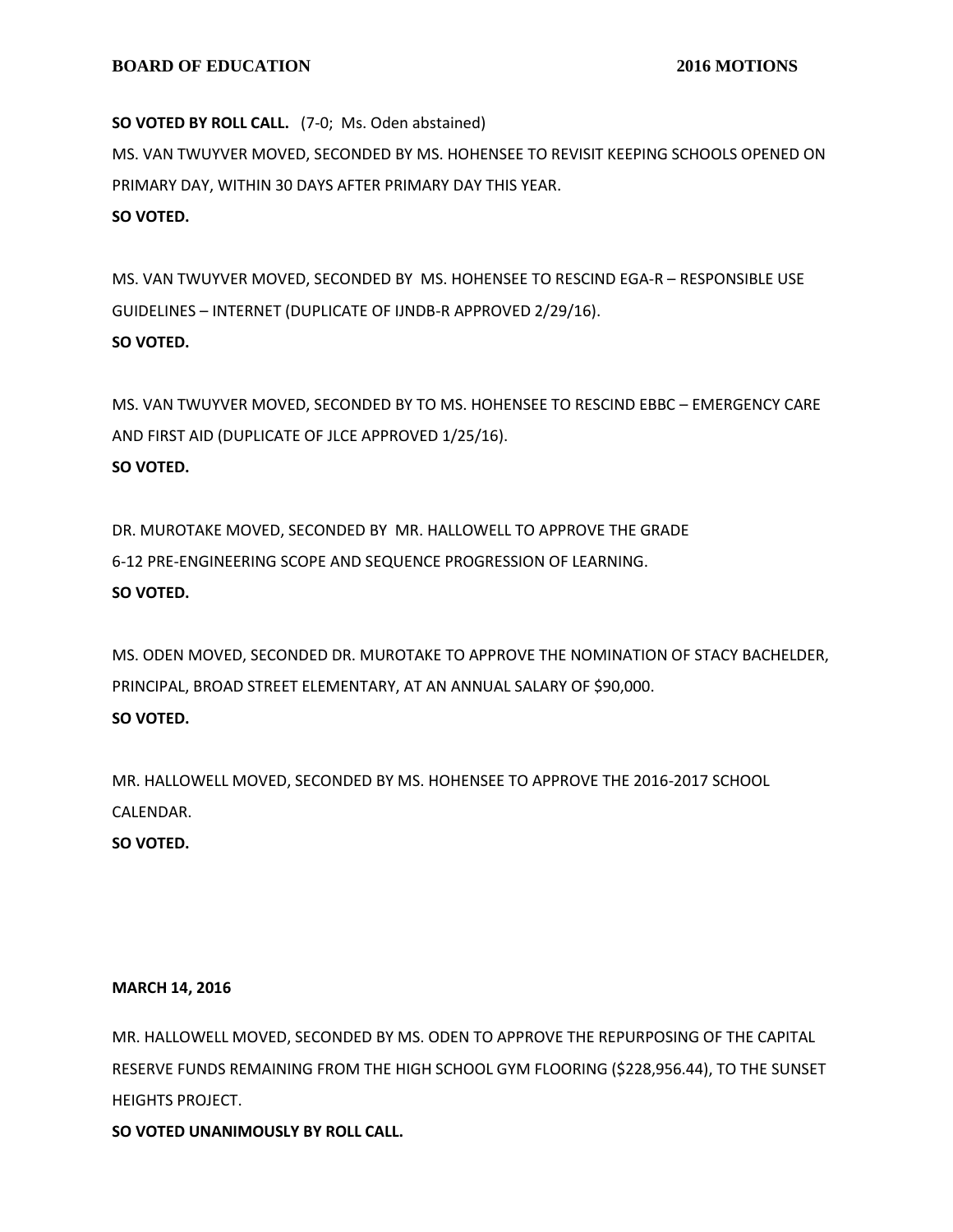**SO VOTED BY ROLL CALL.** (7-0; Ms. Oden abstained)

MS. VAN TWUYVER MOVED, SECONDED BY MS. HOHENSEE TO REVISIT KEEPING SCHOOLS OPENED ON PRIMARY DAY, WITHIN 30 DAYS AFTER PRIMARY DAY THIS YEAR.

**SO VOTED.**

MS. VAN TWUYVER MOVED, SECONDED BY MS. HOHENSEE TO RESCIND EGA-R – RESPONSIBLE USE GUIDELINES – INTERNET (DUPLICATE OF IJNDB-R APPROVED 2/29/16).

**SO VOTED.**

MS. VAN TWUYVER MOVED, SECONDED BY TO MS. HOHENSEE TO RESCIND EBBC – EMERGENCY CARE AND FIRST AID (DUPLICATE OF JLCE APPROVED 1/25/16).

**SO VOTED.**

DR. MUROTAKE MOVED, SECONDED BY MR. HALLOWELL TO APPROVE THE GRADE 6-12 PRE-ENGINEERING SCOPE AND SEQUENCE PROGRESSION OF LEARNING.

**SO VOTED.**

MS. ODEN MOVED, SECONDED DR. MUROTAKE TO APPROVE THE NOMINATION OF STACY BACHELDER, PRINCIPAL, BROAD STREET ELEMENTARY, AT AN ANNUAL SALARY OF $90,000.

**SO VOTED.**

MR. HALLOWELL MOVED, SECONDED BY MS. HOHENSEE TO APPROVE THE 2016-2017 SCHOOL CALENDAR.

**SO VOTED.**

**MARCH 14, 2016**

MR. HALLOWELL MOVED, SECONDED BY MS. ODEN TO APPROVE THE REPURPOSING OF THE CAPITAL RESERVE FUNDS REMAINING FROM THE HIGH SCHOOL GYM FLOORING ($228,956.44), TO THE SUNSET HEIGHTS PROJECT.

**SO VOTED UNANIMOUSLY BY ROLL CALL.**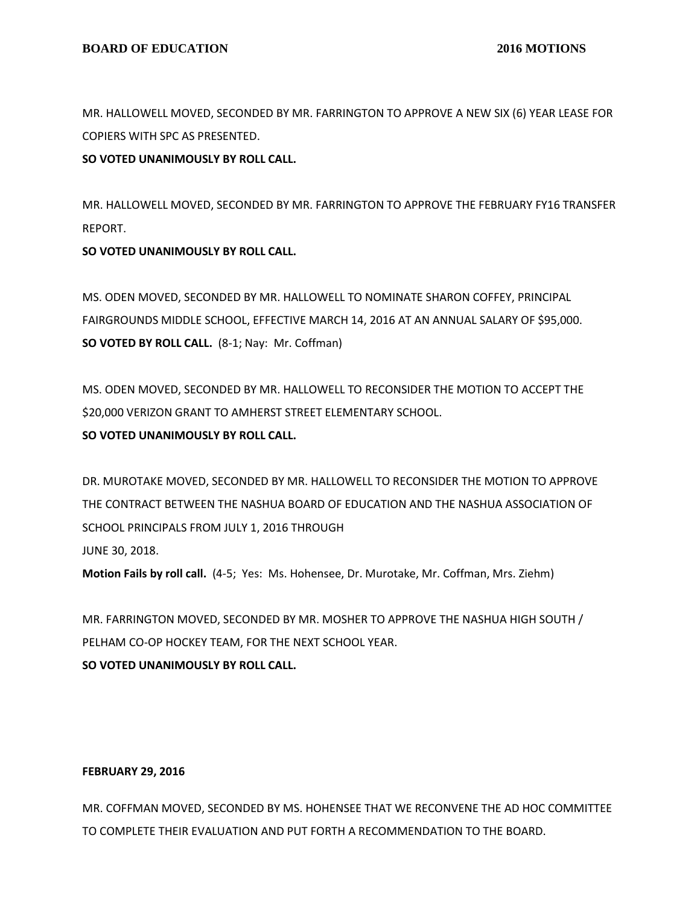MR. HALLOWELL MOVED, SECONDED BY MR. FARRINGTON TO APPROVE A NEW SIX (6) YEAR LEASE FOR COPIERS WITH SPC AS PRESENTED.

**SO VOTED UNANIMOUSLY BY ROLL CALL.**

MR. HALLOWELL MOVED, SECONDED BY MR. FARRINGTON TO APPROVE THE FEBRUARY FY16 TRANSFER REPORT.

**SO VOTED UNANIMOUSLY BY ROLL CALL.**

MS. ODEN MOVED, SECONDED BY MR. HALLOWELL TO NOMINATE SHARON COFFEY, PRINCIPAL FAIRGROUNDS MIDDLE SCHOOL, EFFECTIVE MARCH 14, 2016 AT AN ANNUAL SALARY OF $95,000.

**SO VOTED BY ROLL CALL.** (8-1; Nay: Mr. Coffman)

MS. ODEN MOVED, SECONDED BY MR. HALLOWELL TO RECONSIDER THE MOTION TO ACCEPT THE $20,000 VERIZON GRANT TO AMHERST STREET ELEMENTARY SCHOOL.

**SO VOTED UNANIMOUSLY BY ROLL CALL.**

DR. MUROTAKE MOVED, SECONDED BY MR. HALLOWELL TO RECONSIDER THE MOTION TO APPROVE THE CONTRACT BETWEEN THE NASHUA BOARD OF EDUCATION AND THE NASHUA ASSOCIATION OF SCHOOL PRINCIPALS FROM JULY 1, 2016 THROUGH
JUNE 30, 2018.

**Motion Fails by roll call.** (4-5; Yes: Ms. Hohensee, Dr. Murotake, Mr. Coffman, Mrs. Ziehm)

MR. FARRINGTON MOVED, SECONDED BY MR. MOSHER TO APPROVE THE NASHUA HIGH SOUTH / PELHAM CO-OP HOCKEY TEAM, FOR THE NEXT SCHOOL YEAR.

**SO VOTED UNANIMOUSLY BY ROLL CALL.**

**FEBRUARY 29, 2016**

MR. COFFMAN MOVED, SECONDED BY MS. HOHENSEE THAT WE RECONVENE THE AD HOC COMMITTEE TO COMPLETE THEIR EVALUATION AND PUT FORTH A RECOMMENDATION TO THE BOARD.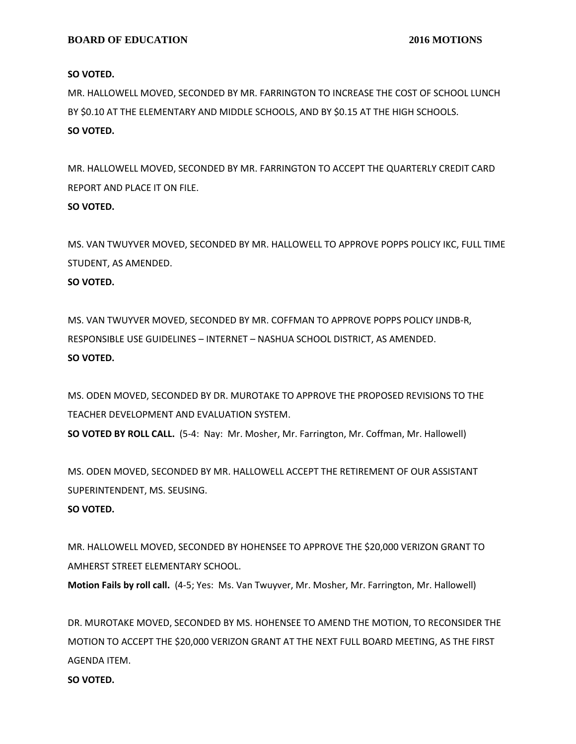**SO VOTED.**

MR. HALLOWELL MOVED, SECONDED BY MR. FARRINGTON TO INCREASE THE COST OF SCHOOL LUNCH BY $0.10 AT THE ELEMENTARY AND MIDDLE SCHOOLS, AND BY $0.15 AT THE HIGH SCHOOLS.

**SO VOTED.**

MR. HALLOWELL MOVED, SECONDED BY MR. FARRINGTON TO ACCEPT THE QUARTERLY CREDIT CARD REPORT AND PLACE IT ON FILE.

**SO VOTED.**

MS. VAN TWUYVER MOVED, SECONDED BY MR. HALLOWELL TO APPROVE POPPS POLICY IKC, FULL TIME STUDENT, AS AMENDED.

**SO VOTED.**

MS. VAN TWUYVER MOVED, SECONDED BY MR. COFFMAN TO APPROVE POPPS POLICY IJNDB-R, RESPONSIBLE USE GUIDELINES – INTERNET – NASHUA SCHOOL DISTRICT, AS AMENDED.

**SO VOTED.**

MS. ODEN MOVED, SECONDED BY DR. MUROTAKE TO APPROVE THE PROPOSED REVISIONS TO THE TEACHER DEVELOPMENT AND EVALUATION SYSTEM.

**SO VOTED BY ROLL CALL.** (5-4: Nay: Mr. Mosher, Mr. Farrington, Mr. Coffman, Mr. Hallowell)

MS. ODEN MOVED, SECONDED BY MR. HALLOWELL ACCEPT THE RETIREMENT OF OUR ASSISTANT SUPERINTENDENT, MS. SEUSING.

**SO VOTED.**

MR. HALLOWELL MOVED, SECONDED BY HOHENSEE TO APPROVE THE $20,000 VERIZON GRANT TO AMHERST STREET ELEMENTARY SCHOOL.

**Motion Fails by roll call.** (4-5; Yes: Ms. Van Twuyver, Mr. Mosher, Mr. Farrington, Mr. Hallowell)

DR. MUROTAKE MOVED, SECONDED BY MS. HOHENSEE TO AMEND THE MOTION, TO RECONSIDER THE MOTION TO ACCEPT THE $20,000 VERIZON GRANT AT THE NEXT FULL BOARD MEETING, AS THE FIRST AGENDA ITEM.

**SO VOTED.**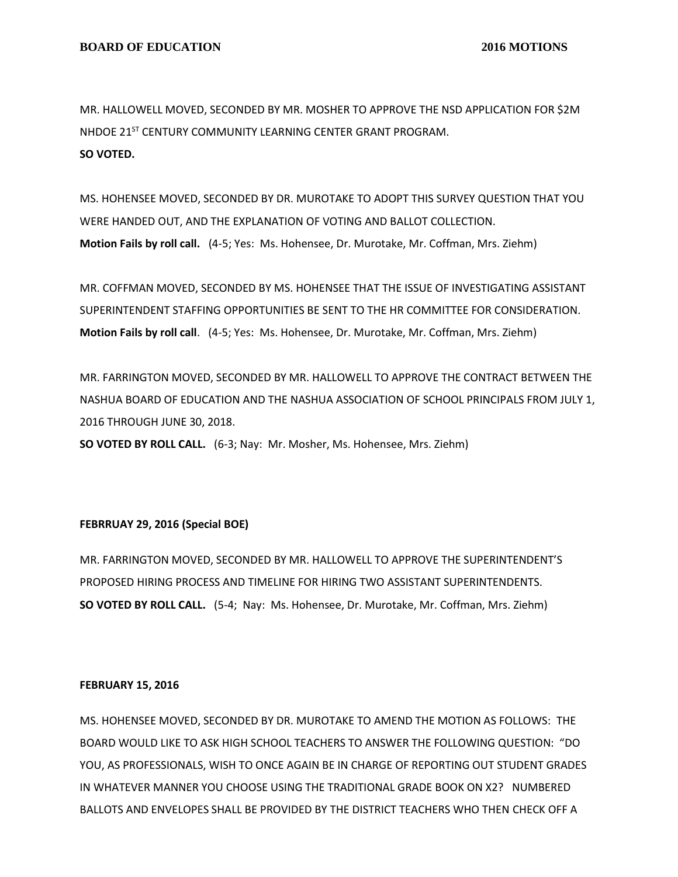MR. HALLOWELL MOVED, SECONDED BY MR. MOSHER TO APPROVE THE NSD APPLICATION FOR $2M NHDOE 21ST CENTURY COMMUNITY LEARNING CENTER GRANT PROGRAM.
**SO VOTED.**

MS. HOHENSEE MOVED, SECONDED BY DR. MUROTAKE TO ADOPT THIS SURVEY QUESTION THAT YOU WERE HANDED OUT, AND THE EXPLANATION OF VOTING AND BALLOT COLLECTION.
**Motion Fails by roll call.** (4-5; Yes: Ms. Hohensee, Dr. Murotake, Mr. Coffman, Mrs. Ziehm)

MR. COFFMAN MOVED, SECONDED BY MS. HOHENSEE THAT THE ISSUE OF INVESTIGATING ASSISTANT SUPERINTENDENT STAFFING OPPORTUNITIES BE SENT TO THE HR COMMITTEE FOR CONSIDERATION.
**Motion Fails by roll call**. (4-5; Yes: Ms. Hohensee, Dr. Murotake, Mr. Coffman, Mrs. Ziehm)

MR. FARRINGTON MOVED, SECONDED BY MR. HALLOWELL TO APPROVE THE CONTRACT BETWEEN THE NASHUA BOARD OF EDUCATION AND THE NASHUA ASSOCIATION OF SCHOOL PRINCIPALS FROM JULY 1, 2016 THROUGH JUNE 30, 2018.
**SO VOTED BY ROLL CALL.** (6-3; Nay: Mr. Mosher, Ms. Hohensee, Mrs. Ziehm)

**FEBRRUAY 29, 2016 (Special BOE)**

MR. FARRINGTON MOVED, SECONDED BY MR. HALLOWELL TO APPROVE THE SUPERINTENDENT'S PROPOSED HIRING PROCESS AND TIMELINE FOR HIRING TWO ASSISTANT SUPERINTENDENTS.
**SO VOTED BY ROLL CALL.** (5-4; Nay: Ms. Hohensee, Dr. Murotake, Mr. Coffman, Mrs. Ziehm)

**FEBRUARY 15, 2016**

MS. HOHENSEE MOVED, SECONDED BY DR. MUROTAKE TO AMEND THE MOTION AS FOLLOWS: THE BOARD WOULD LIKE TO ASK HIGH SCHOOL TEACHERS TO ANSWER THE FOLLOWING QUESTION: "DO YOU, AS PROFESSIONALS, WISH TO ONCE AGAIN BE IN CHARGE OF REPORTING OUT STUDENT GRADES IN WHATEVER MANNER YOU CHOOSE USING THE TRADITIONAL GRADE BOOK ON X2? NUMBERED BALLOTS AND ENVELOPES SHALL BE PROVIDED BY THE DISTRICT TEACHERS WHO THEN CHECK OFF A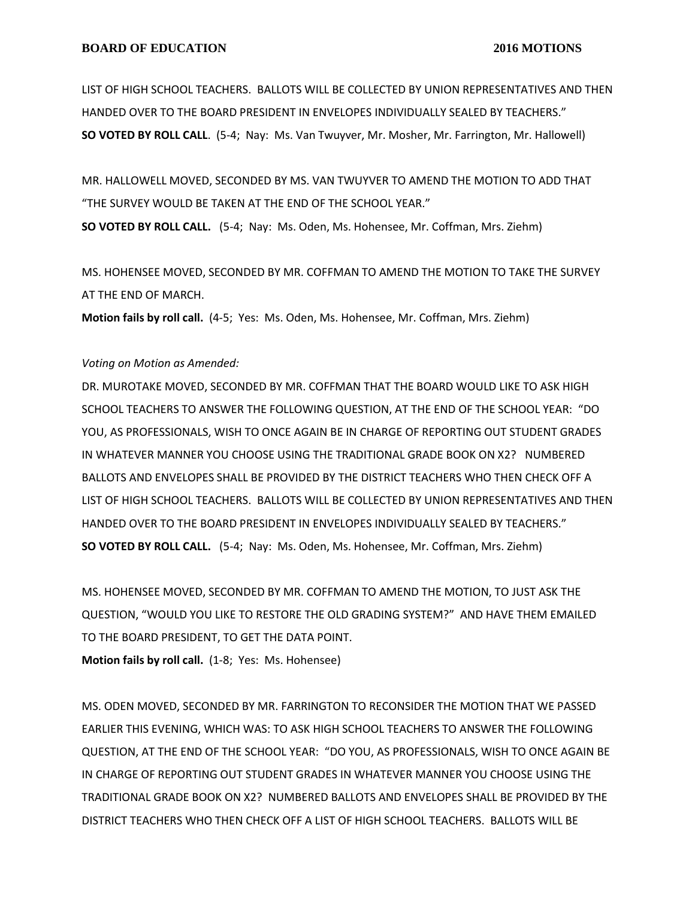LIST OF HIGH SCHOOL TEACHERS. BALLOTS WILL BE COLLECTED BY UNION REPRESENTATIVES AND THEN HANDED OVER TO THE BOARD PRESIDENT IN ENVELOPES INDIVIDUALLY SEALED BY TEACHERS."
**SO VOTED BY ROLL CALL**. (5-4; Nay: Ms. Van Twuyver, Mr. Mosher, Mr. Farrington, Mr. Hallowell)

MR. HALLOWELL MOVED, SECONDED BY MS. VAN TWUYVER TO AMEND THE MOTION TO ADD THAT "THE SURVEY WOULD BE TAKEN AT THE END OF THE SCHOOL YEAR."
**SO VOTED BY ROLL CALL.** (5-4; Nay: Ms. Oden, Ms. Hohensee, Mr. Coffman, Mrs. Ziehm)

MS. HOHENSEE MOVED, SECONDED BY MR. COFFMAN TO AMEND THE MOTION TO TAKE THE SURVEY AT THE END OF MARCH.
**Motion fails by roll call.** (4-5; Yes: Ms. Oden, Ms. Hohensee, Mr. Coffman, Mrs. Ziehm)

*Voting on Motion as Amended:*
DR. MUROTAKE MOVED, SECONDED BY MR. COFFMAN THAT THE BOARD WOULD LIKE TO ASK HIGH SCHOOL TEACHERS TO ANSWER THE FOLLOWING QUESTION, AT THE END OF THE SCHOOL YEAR: "DO YOU, AS PROFESSIONALS, WISH TO ONCE AGAIN BE IN CHARGE OF REPORTING OUT STUDENT GRADES IN WHATEVER MANNER YOU CHOOSE USING THE TRADITIONAL GRADE BOOK ON X2? NUMBERED BALLOTS AND ENVELOPES SHALL BE PROVIDED BY THE DISTRICT TEACHERS WHO THEN CHECK OFF A LIST OF HIGH SCHOOL TEACHERS. BALLOTS WILL BE COLLECTED BY UNION REPRESENTATIVES AND THEN HANDED OVER TO THE BOARD PRESIDENT IN ENVELOPES INDIVIDUALLY SEALED BY TEACHERS."
**SO VOTED BY ROLL CALL.** (5-4; Nay: Ms. Oden, Ms. Hohensee, Mr. Coffman, Mrs. Ziehm)

MS. HOHENSEE MOVED, SECONDED BY MR. COFFMAN TO AMEND THE MOTION, TO JUST ASK THE QUESTION, "WOULD YOU LIKE TO RESTORE THE OLD GRADING SYSTEM?" AND HAVE THEM EMAILED TO THE BOARD PRESIDENT, TO GET THE DATA POINT.
**Motion fails by roll call.** (1-8; Yes: Ms. Hohensee)

MS. ODEN MOVED, SECONDED BY MR. FARRINGTON TO RECONSIDER THE MOTION THAT WE PASSED EARLIER THIS EVENING, WHICH WAS: TO ASK HIGH SCHOOL TEACHERS TO ANSWER THE FOLLOWING QUESTION, AT THE END OF THE SCHOOL YEAR: "DO YOU, AS PROFESSIONALS, WISH TO ONCE AGAIN BE IN CHARGE OF REPORTING OUT STUDENT GRADES IN WHATEVER MANNER YOU CHOOSE USING THE TRADITIONAL GRADE BOOK ON X2? NUMBERED BALLOTS AND ENVELOPES SHALL BE PROVIDED BY THE DISTRICT TEACHERS WHO THEN CHECK OFF A LIST OF HIGH SCHOOL TEACHERS. BALLOTS WILL BE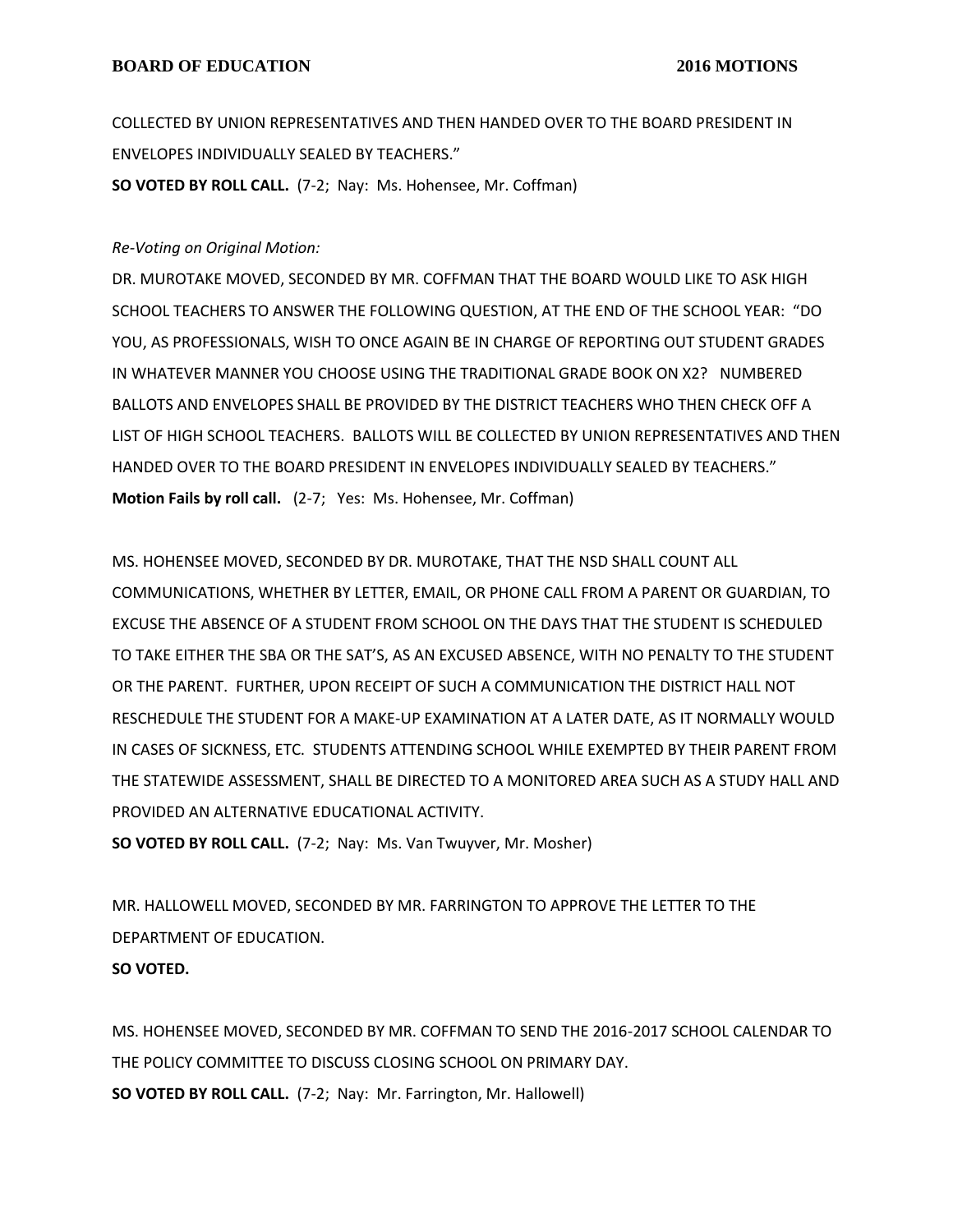COLLECTED BY UNION REPRESENTATIVES AND THEN HANDED OVER TO THE BOARD PRESIDENT IN ENVELOPES INDIVIDUALLY SEALED BY TEACHERS."

**SO VOTED BY ROLL CALL.** (7-2; Nay: Ms. Hohensee, Mr. Coffman)

*Re-Voting on Original Motion:*

DR. MUROTAKE MOVED, SECONDED BY MR. COFFMAN THAT THE BOARD WOULD LIKE TO ASK HIGH SCHOOL TEACHERS TO ANSWER THE FOLLOWING QUESTION, AT THE END OF THE SCHOOL YEAR: "DO YOU, AS PROFESSIONALS, WISH TO ONCE AGAIN BE IN CHARGE OF REPORTING OUT STUDENT GRADES IN WHATEVER MANNER YOU CHOOSE USING THE TRADITIONAL GRADE BOOK ON X2? NUMBERED BALLOTS AND ENVELOPES SHALL BE PROVIDED BY THE DISTRICT TEACHERS WHO THEN CHECK OFF A LIST OF HIGH SCHOOL TEACHERS. BALLOTS WILL BE COLLECTED BY UNION REPRESENTATIVES AND THEN HANDED OVER TO THE BOARD PRESIDENT IN ENVELOPES INDIVIDUALLY SEALED BY TEACHERS."

**Motion Fails by roll call.** (2-7; Yes: Ms. Hohensee, Mr. Coffman)

MS. HOHENSEE MOVED, SECONDED BY DR. MUROTAKE, THAT THE NSD SHALL COUNT ALL COMMUNICATIONS, WHETHER BY LETTER, EMAIL, OR PHONE CALL FROM A PARENT OR GUARDIAN, TO EXCUSE THE ABSENCE OF A STUDENT FROM SCHOOL ON THE DAYS THAT THE STUDENT IS SCHEDULED TO TAKE EITHER THE SBA OR THE SAT'S, AS AN EXCUSED ABSENCE, WITH NO PENALTY TO THE STUDENT OR THE PARENT. FURTHER, UPON RECEIPT OF SUCH A COMMUNICATION THE DISTRICT HALL NOT RESCHEDULE THE STUDENT FOR A MAKE-UP EXAMINATION AT A LATER DATE, AS IT NORMALLY WOULD IN CASES OF SICKNESS, ETC. STUDENTS ATTENDING SCHOOL WHILE EXEMPTED BY THEIR PARENT FROM THE STATEWIDE ASSESSMENT, SHALL BE DIRECTED TO A MONITORED AREA SUCH AS A STUDY HALL AND PROVIDED AN ALTERNATIVE EDUCATIONAL ACTIVITY.

**SO VOTED BY ROLL CALL.** (7-2; Nay: Ms. Van Twuyver, Mr. Mosher)

MR. HALLOWELL MOVED, SECONDED BY MR. FARRINGTON TO APPROVE THE LETTER TO THE DEPARTMENT OF EDUCATION.

**SO VOTED.**

MS. HOHENSEE MOVED, SECONDED BY MR. COFFMAN TO SEND THE 2016-2017 SCHOOL CALENDAR TO THE POLICY COMMITTEE TO DISCUSS CLOSING SCHOOL ON PRIMARY DAY.

**SO VOTED BY ROLL CALL.** (7-2; Nay: Mr. Farrington, Mr. Hallowell)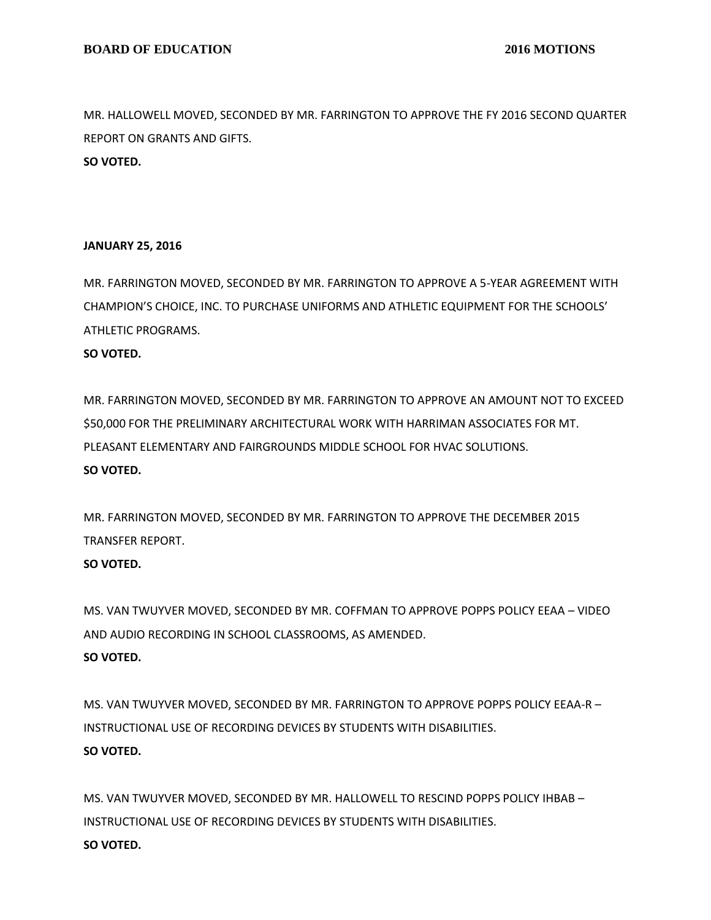MR. HALLOWELL MOVED, SECONDED BY MR. FARRINGTON TO APPROVE THE FY 2016 SECOND QUARTER REPORT ON GRANTS AND GIFTS.
**SO VOTED.**

**JANUARY 25, 2016**

MR. FARRINGTON MOVED, SECONDED BY MR. FARRINGTON TO APPROVE A 5-YEAR AGREEMENT WITH CHAMPION'S CHOICE, INC. TO PURCHASE UNIFORMS AND ATHLETIC EQUIPMENT FOR THE SCHOOLS' ATHLETIC PROGRAMS.
**SO VOTED.**

MR. FARRINGTON MOVED, SECONDED BY MR. FARRINGTON TO APPROVE AN AMOUNT NOT TO EXCEED $50,000 FOR THE PRELIMINARY ARCHITECTURAL WORK WITH HARRIMAN ASSOCIATES FOR MT. PLEASANT ELEMENTARY AND FAIRGROUNDS MIDDLE SCHOOL FOR HVAC SOLUTIONS.
**SO VOTED.**

MR. FARRINGTON MOVED, SECONDED BY MR. FARRINGTON TO APPROVE THE DECEMBER 2015 TRANSFER REPORT.
**SO VOTED.**

MS. VAN TWUYVER MOVED, SECONDED BY MR. COFFMAN TO APPROVE POPPS POLICY EEAA – VIDEO AND AUDIO RECORDING IN SCHOOL CLASSROOMS, AS AMENDED.
**SO VOTED.**

MS. VAN TWUYVER MOVED, SECONDED BY MR. FARRINGTON TO APPROVE POPPS POLICY EEAA-R – INSTRUCTIONAL USE OF RECORDING DEVICES BY STUDENTS WITH DISABILITIES.
**SO VOTED.**

MS. VAN TWUYVER MOVED, SECONDED BY MR. HALLOWELL TO RESCIND POPPS POLICY IHBAB – INSTRUCTIONAL USE OF RECORDING DEVICES BY STUDENTS WITH DISABILITIES.
**SO VOTED.**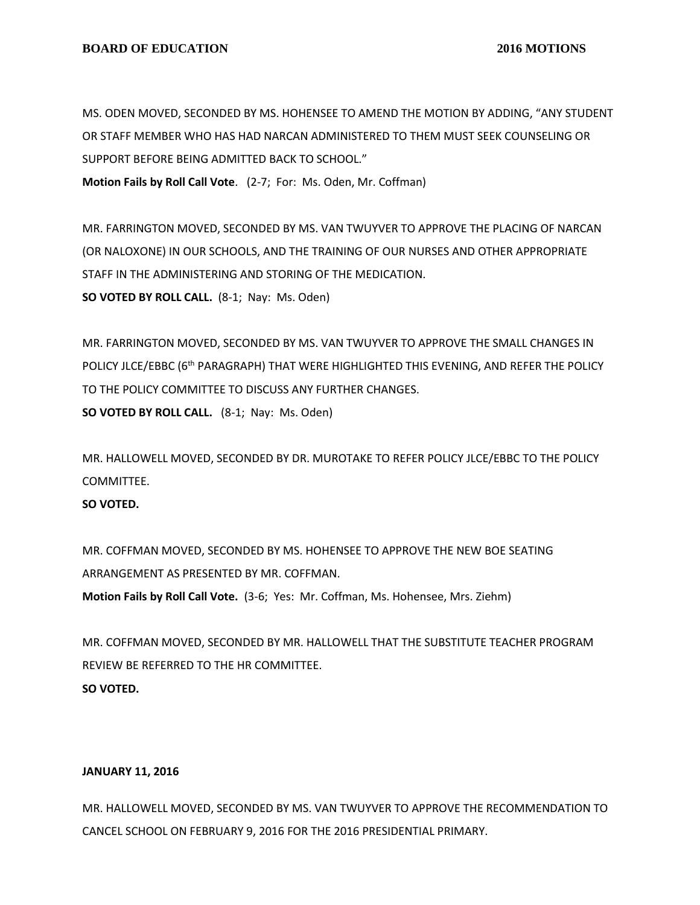MS. ODEN MOVED, SECONDED BY MS. HOHENSEE TO AMEND THE MOTION BY ADDING, "ANY STUDENT OR STAFF MEMBER WHO HAS HAD NARCAN ADMINISTERED TO THEM MUST SEEK COUNSELING OR SUPPORT BEFORE BEING ADMITTED BACK TO SCHOOL."

**Motion Fails by Roll Call Vote**. (2-7; For: Ms. Oden, Mr. Coffman)

MR. FARRINGTON MOVED, SECONDED BY MS. VAN TWUYVER TO APPROVE THE PLACING OF NARCAN (OR NALOXONE) IN OUR SCHOOLS, AND THE TRAINING OF OUR NURSES AND OTHER APPROPRIATE STAFF IN THE ADMINISTERING AND STORING OF THE MEDICATION.

**SO VOTED BY ROLL CALL.** (8-1; Nay: Ms. Oden)

MR. FARRINGTON MOVED, SECONDED BY MS. VAN TWUYVER TO APPROVE THE SMALL CHANGES IN POLICY JLCE/EBBC (6th PARAGRAPH) THAT WERE HIGHLIGHTED THIS EVENING, AND REFER THE POLICY TO THE POLICY COMMITTEE TO DISCUSS ANY FURTHER CHANGES.

**SO VOTED BY ROLL CALL.** (8-1; Nay: Ms. Oden)

MR. HALLOWELL MOVED, SECONDED BY DR. MUROTAKE TO REFER POLICY JLCE/EBBC TO THE POLICY COMMITTEE.

**SO VOTED.**

MR. COFFMAN MOVED, SECONDED BY MS. HOHENSEE TO APPROVE THE NEW BOE SEATING ARRANGEMENT AS PRESENTED BY MR. COFFMAN.

**Motion Fails by Roll Call Vote.** (3-6; Yes: Mr. Coffman, Ms. Hohensee, Mrs. Ziehm)

MR. COFFMAN MOVED, SECONDED BY MR. HALLOWELL THAT THE SUBSTITUTE TEACHER PROGRAM REVIEW BE REFERRED TO THE HR COMMITTEE.

**SO VOTED.**

**JANUARY 11, 2016**

MR. HALLOWELL MOVED, SECONDED BY MS. VAN TWUYVER TO APPROVE THE RECOMMENDATION TO CANCEL SCHOOL ON FEBRUARY 9, 2016 FOR THE 2016 PRESIDENTIAL PRIMARY.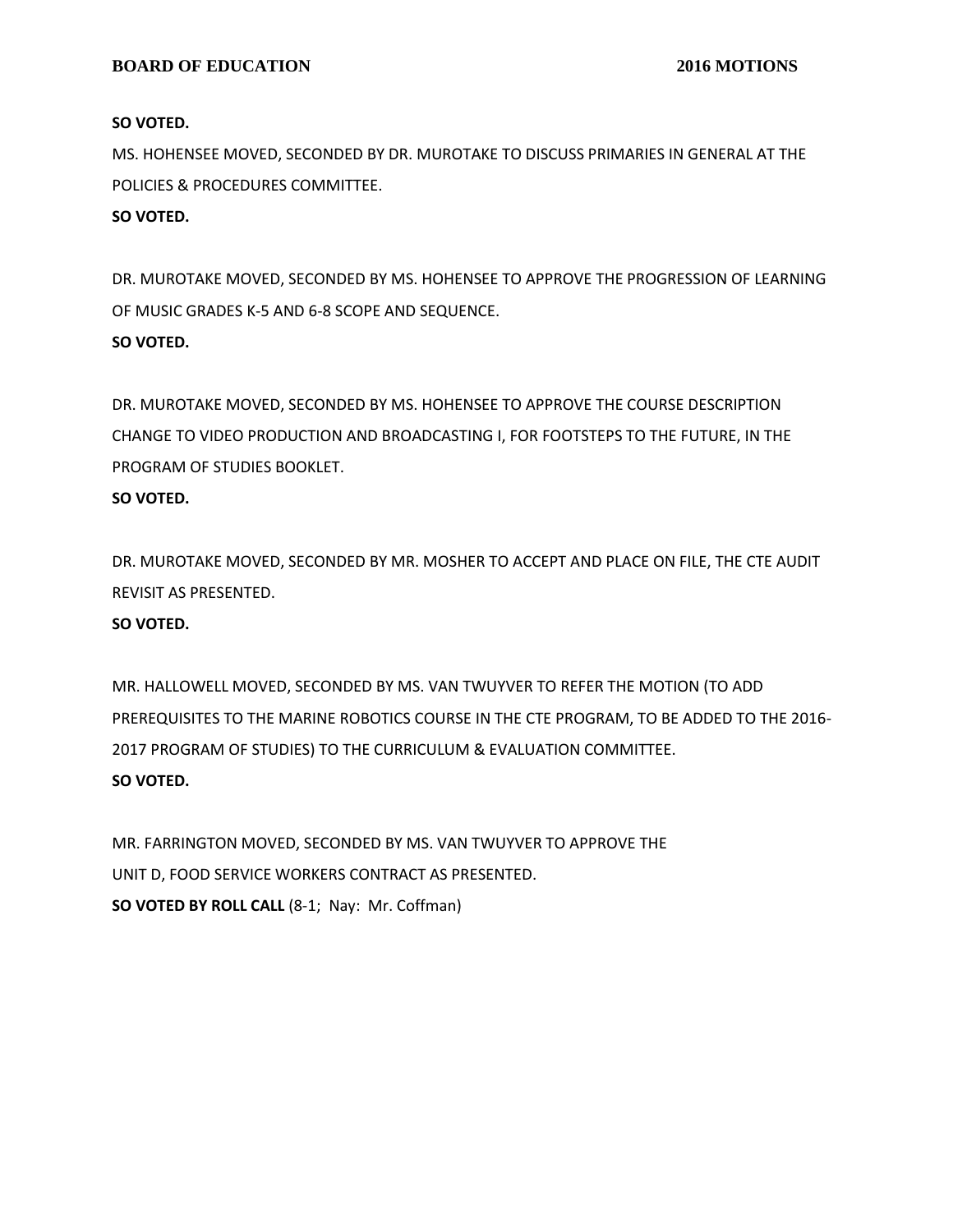**SO VOTED.**

MS. HOHENSEE MOVED, SECONDED BY DR. MUROTAKE TO DISCUSS PRIMARIES IN GENERAL AT THE POLICIES & PROCEDURES COMMITTEE.

**SO VOTED.**

DR. MUROTAKE MOVED, SECONDED BY MS. HOHENSEE TO APPROVE THE PROGRESSION OF LEARNING OF MUSIC GRADES K-5 AND 6-8 SCOPE AND SEQUENCE.

**SO VOTED.**

DR. MUROTAKE MOVED, SECONDED BY MS. HOHENSEE TO APPROVE THE COURSE DESCRIPTION CHANGE TO VIDEO PRODUCTION AND BROADCASTING I, FOR FOOTSTEPS TO THE FUTURE, IN THE PROGRAM OF STUDIES BOOKLET.

**SO VOTED.**

DR. MUROTAKE MOVED, SECONDED BY MR. MOSHER TO ACCEPT AND PLACE ON FILE, THE CTE AUDIT REVISIT AS PRESENTED.

**SO VOTED.**

MR. HALLOWELL MOVED, SECONDED BY MS. VAN TWUYVER TO REFER THE MOTION (TO ADD PREREQUISITES TO THE MARINE ROBOTICS COURSE IN THE CTE PROGRAM, TO BE ADDED TO THE 2016-2017 PROGRAM OF STUDIES) TO THE CURRICULUM & EVALUATION COMMITTEE.

**SO VOTED.**

MR. FARRINGTON MOVED, SECONDED BY MS. VAN TWUYVER TO APPROVE THE UNIT D, FOOD SERVICE WORKERS CONTRACT AS PRESENTED.

**SO VOTED BY ROLL CALL** (8-1; Nay: Mr. Coffman)